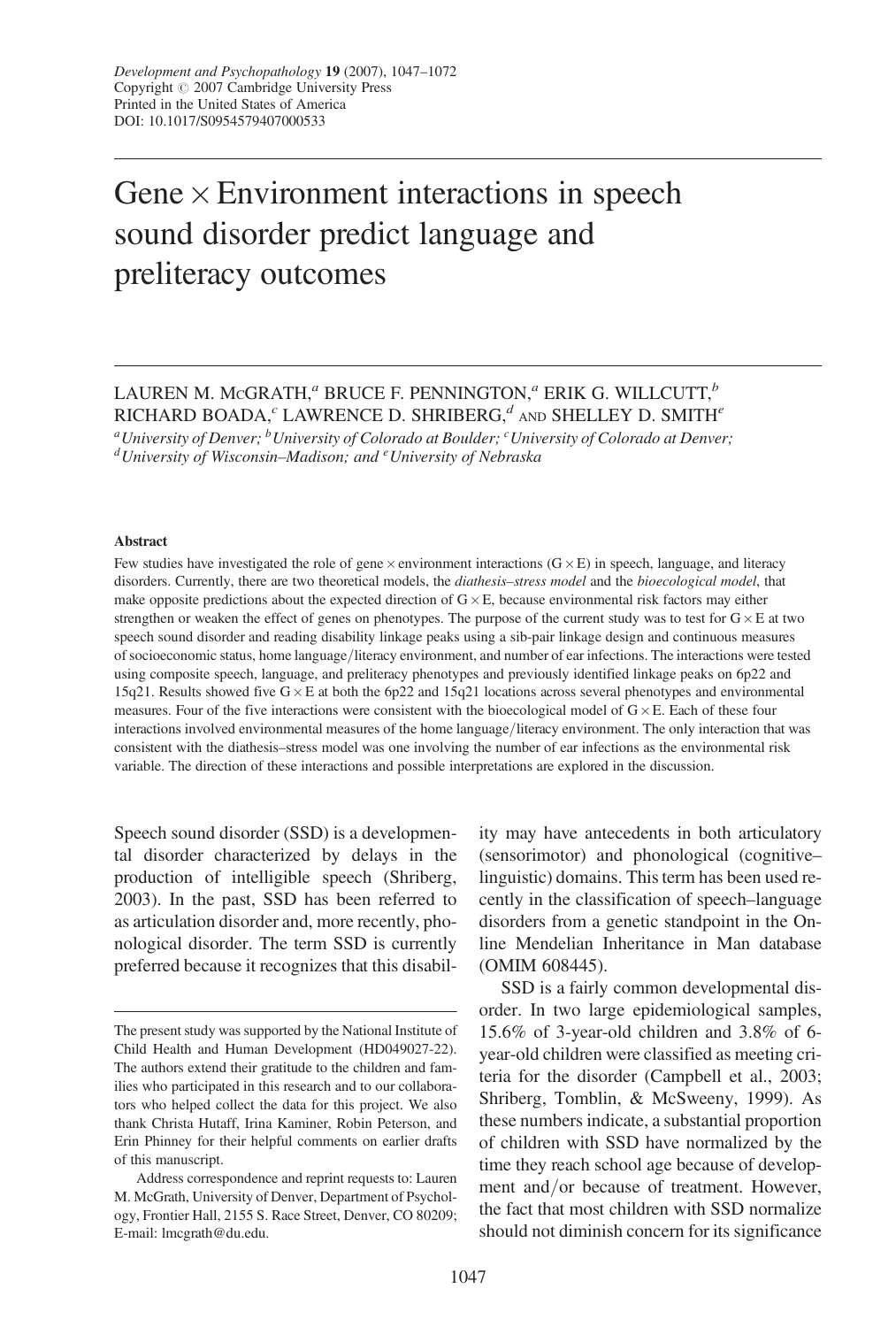# Gene × Environment interactions in speech sound disorder predict language and preliteracy outcomes

LAUREN M. McGRATH,[a] BRUCE F. PENNINGTON,[a] ERIK G. WILLCUTT,[b] RICHARD BOADA,[c] LAWRENCE D. SHRIBERG,[d] AND SHELLEY D. SMITH[e]

[a]*University of Denver;* [b]*University of Colorado at Boulder;* [c]*University of Colorado at Denver;* [d]*University of Wisconsin–Madison; and* [e]*University of Nebraska*

#### Abstract

Few studies have investigated the role of gene × environment interactions (G × E) in speech, language, and literacy disorders. Currently, there are two theoretical models, the *diathesis–stress model* and the *bioecological model*, that make opposite predictions about the expected direction of G × E, because environmental risk factors may either strengthen or weaken the effect of genes on phenotypes. The purpose of the current study was to test for G × E at two speech sound disorder and reading disability linkage peaks using a sib-pair linkage design and continuous measures of socioeconomic status, home language/literacy environment, and number of ear infections. The interactions were tested using composite speech, language, and preliteracy phenotypes and previously identified linkage peaks on 6p22 and 15q21. Results showed five G × E at both the 6p22 and 15q21 locations across several phenotypes and environmental measures. Four of the five interactions were consistent with the bioecological model of G × E. Each of these four interactions involved environmental measures of the home language/literacy environment. The only interaction that was consistent with the diathesis–stress model was one involving the number of ear infections as the environmental risk variable. The direction of these interactions and possible interpretations are explored in the discussion.

Speech sound disorder (SSD) is a developmental disorder characterized by delays in the production of intelligible speech (Shriberg, 2003). In the past, SSD has been referred to as articulation disorder and, more recently, phonological disorder. The term SSD is currently preferred because it recognizes that this disability may have antecedents in both articulatory (sensorimotor) and phonological (cognitive–linguistic) domains. This term has been used recently in the classification of speech–language disorders from a genetic standpoint in the Online Mendelian Inheritance in Man database (OMIM 608445).

SSD is a fairly common developmental disorder. In two large epidemiological samples, 15.6% of 3-year-old children and 3.8% of 6-year-old children were classified as meeting criteria for the disorder (Campbell et al., 2003; Shriberg, Tomblin, & McSweeny, 1999). As these numbers indicate, a substantial proportion of children with SSD have normalized by the time they reach school age because of development and/or because of treatment. However, the fact that most children with SSD normalize should not diminish concern for its significance

---

The present study was supported by the National Institute of Child Health and Human Development (HD049027-22). The authors extend their gratitude to the children and families who participated in this research and to our collaborators who helped collect the data for this project. We also thank Christa Hutaff, Irina Kaminer, Robin Peterson, and Erin Phinney for their helpful comments on earlier drafts of this manuscript.

Address correspondence and reprint requests to: Lauren M. McGrath, University of Denver, Department of Psychology, Frontier Hall, 2155 S. Race Street, Denver, CO 80209; E-mail: lmcgrath@du.edu.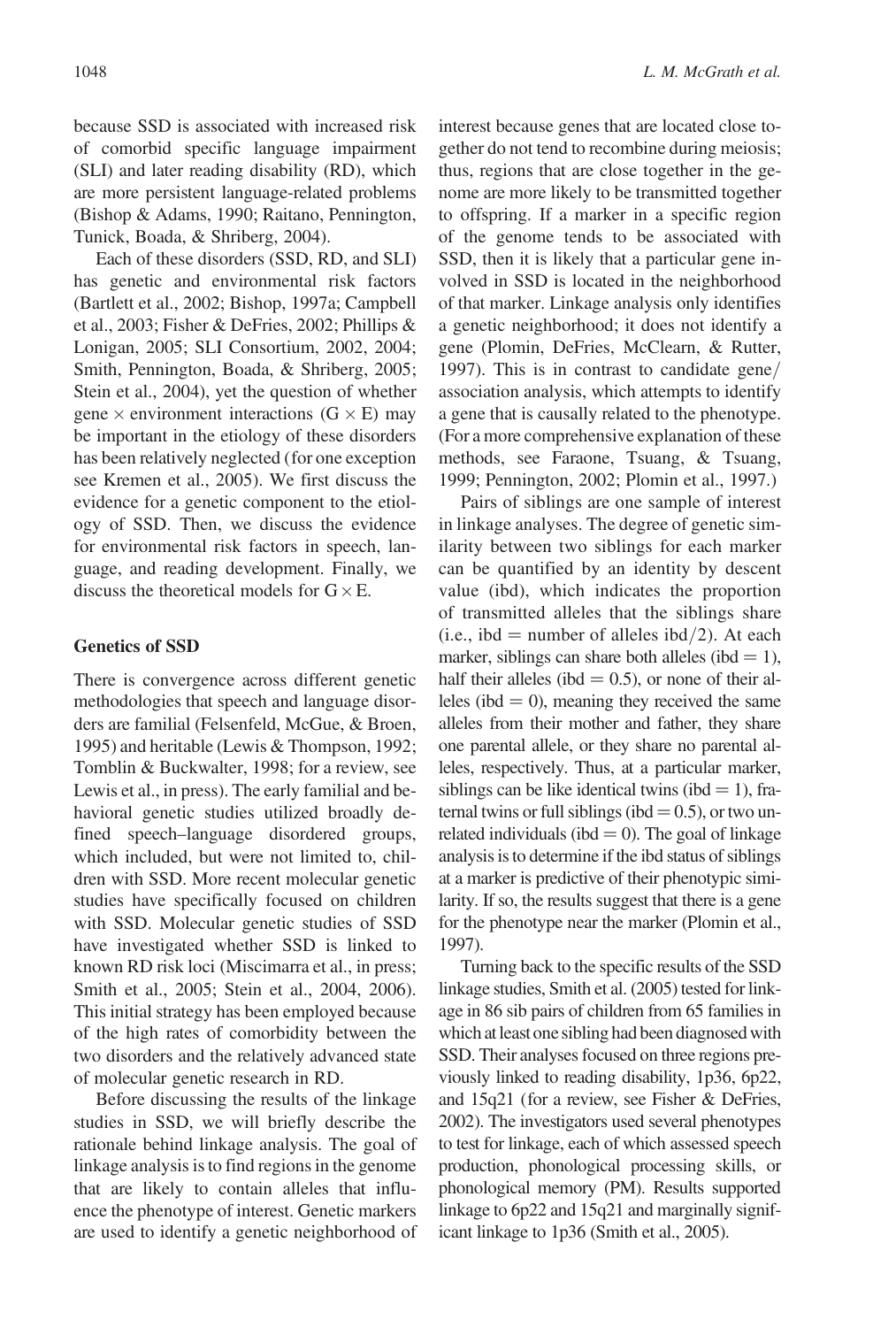because SSD is associated with increased risk of comorbid specific language impairment (SLI) and later reading disability (RD), which are more persistent language-related problems (Bishop & Adams, 1990; Raitano, Pennington, Tunick, Boada, & Shriberg, 2004).

Each of these disorders (SSD, RD, and SLI) has genetic and environmental risk factors (Bartlett et al., 2002; Bishop, 1997a; Campbell et al., 2003; Fisher & DeFries, 2002; Phillips & Lonigan, 2005; SLI Consortium, 2002, 2004; Smith, Pennington, Boada, & Shriberg, 2005; Stein et al., 2004), yet the question of whether gene $\times$ environment interactions (G $\times$ E) may be important in the etiology of these disorders has been relatively neglected (for one exception see Kremen et al., 2005). We first discuss the evidence for a genetic component to the etiology of SSD. Then, we discuss the evidence for environmental risk factors in speech, language, and reading development. Finally, we discuss the theoretical models for G $\times$ E.

## Genetics of SSD

There is convergence across different genetic methodologies that speech and language disorders are familial (Felsenfeld, McGue, & Broen, 1995) and heritable (Lewis & Thompson, 1992; Tomblin & Buckwalter, 1998; for a review, see Lewis et al., in press). The early familial and behavioral genetic studies utilized broadly defined speech–language disordered groups, which included, but were not limited to, children with SSD. More recent molecular genetic studies have specifically focused on children with SSD. Molecular genetic studies of SSD have investigated whether SSD is linked to known RD risk loci (Miscimarra et al., in press; Smith et al., 2005; Stein et al., 2004, 2006). This initial strategy has been employed because of the high rates of comorbidity between the two disorders and the relatively advanced state of molecular genetic research in RD.

Before discussing the results of the linkage studies in SSD, we will briefly describe the rationale behind linkage analysis. The goal of linkage analysis is to find regions in the genome that are likely to contain alleles that influence the phenotype of interest. Genetic markers are used to identify a genetic neighborhood of interest because genes that are located close together do not tend to recombine during meiosis; thus, regions that are close together in the genome are more likely to be transmitted together to offspring. If a marker in a specific region of the genome tends to be associated with SSD, then it is likely that a particular gene involved in SSD is located in the neighborhood of that marker. Linkage analysis only identifies a genetic neighborhood; it does not identify a gene (Plomin, DeFries, McClearn, & Rutter, 1997). This is in contrast to candidate gene/association analysis, which attempts to identify a gene that is causally related to the phenotype. (For a more comprehensive explanation of these methods, see Faraone, Tsuang, & Tsuang, 1999; Pennington, 2002; Plomin et al., 1997.)

Pairs of siblings are one sample of interest in linkage analyses. The degree of genetic similarity between two siblings for each marker can be quantified by an identity by descent value (ibd), which indicates the proportion of transmitted alleles that the siblings share (i.e., ibd = number of alleles ibd/2). At each marker, siblings can share both alleles (ibd = 1), half their alleles (ibd = 0.5), or none of their alleles (ibd = 0), meaning they received the same alleles from their mother and father, they share one parental allele, or they share no parental alleles, respectively. Thus, at a particular marker, siblings can be like identical twins (ibd = 1), fraternal twins or full siblings (ibd = 0.5), or two unrelated individuals (ibd = 0). The goal of linkage analysis is to determine if the ibd status of siblings at a marker is predictive of their phenotypic similarity. If so, the results suggest that there is a gene for the phenotype near the marker (Plomin et al., 1997).

Turning back to the specific results of the SSD linkage studies, Smith et al. (2005) tested for linkage in 86 sib pairs of children from 65 families in which at least one sibling had been diagnosed with SSD. Their analyses focused on three regions previously linked to reading disability, 1p36, 6p22, and 15q21 (for a review, see Fisher & DeFries, 2002). The investigators used several phenotypes to test for linkage, each of which assessed speech production, phonological processing skills, or phonological memory (PM). Results supported linkage to 6p22 and 15q21 and marginally significant linkage to 1p36 (Smith et al., 2005).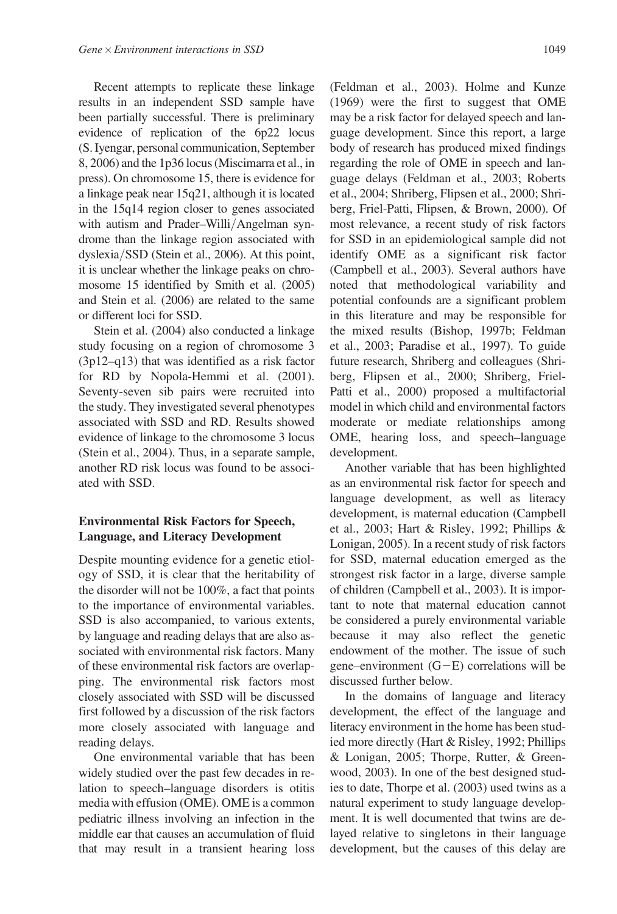Recent attempts to replicate these linkage results in an independent SSD sample have been partially successful. There is preliminary evidence of replication of the 6p22 locus (S. Iyengar, personal communication, September 8, 2006) and the 1p36 locus (Miscimarra et al., in press). On chromosome 15, there is evidence for a linkage peak near 15q21, although it is located in the 15q14 region closer to genes associated with autism and Prader–Willi/Angelman syndrome than the linkage region associated with dyslexia/SSD (Stein et al., 2006). At this point, it is unclear whether the linkage peaks on chromosome 15 identified by Smith et al. (2005) and Stein et al. (2006) are related to the same or different loci for SSD.

Stein et al. (2004) also conducted a linkage study focusing on a region of chromosome 3 (3p12–q13) that was identified as a risk factor for RD by Nopola-Hemmi et al. (2001). Seventy-seven sib pairs were recruited into the study. They investigated several phenotypes associated with SSD and RD. Results showed evidence of linkage to the chromosome 3 locus (Stein et al., 2004). Thus, in a separate sample, another RD risk locus was found to be associated with SSD.

## Environmental Risk Factors for Speech, Language, and Literacy Development

Despite mounting evidence for a genetic etiology of SSD, it is clear that the heritability of the disorder will not be 100%, a fact that points to the importance of environmental variables. SSD is also accompanied, to various extents, by language and reading delays that are also associated with environmental risk factors. Many of these environmental risk factors are overlapping. The environmental risk factors most closely associated with SSD will be discussed first followed by a discussion of the risk factors more closely associated with language and reading delays.

One environmental variable that has been widely studied over the past few decades in relation to speech–language disorders is otitis media with effusion (OME). OME is a common pediatric illness involving an infection in the middle ear that causes an accumulation of fluid that may result in a transient hearing loss (Feldman et al., 2003). Holme and Kunze (1969) were the first to suggest that OME may be a risk factor for delayed speech and language development. Since this report, a large body of research has produced mixed findings regarding the role of OME in speech and language delays (Feldman et al., 2003; Roberts et al., 2004; Shriberg, Flipsen et al., 2000; Shriberg, Friel-Patti, Flipsen, & Brown, 2000). Of most relevance, a recent study of risk factors for SSD in an epidemiological sample did not identify OME as a significant risk factor (Campbell et al., 2003). Several authors have noted that methodological variability and potential confounds are a significant problem in this literature and may be responsible for the mixed results (Bishop, 1997b; Feldman et al., 2003; Paradise et al., 1997). To guide future research, Shriberg and colleagues (Shriberg, Flipsen et al., 2000; Shriberg, Friel-Patti et al., 2000) proposed a multifactorial model in which child and environmental factors moderate or mediate relationships among OME, hearing loss, and speech–language development.

Another variable that has been highlighted as an environmental risk factor for speech and language development, as well as literacy development, is maternal education (Campbell et al., 2003; Hart & Risley, 1992; Phillips & Lonigan, 2005). In a recent study of risk factors for SSD, maternal education emerged as the strongest risk factor in a large, diverse sample of children (Campbell et al., 2003). It is important to note that maternal education cannot be considered a purely environmental variable because it may also reflect the genetic endowment of the mother. The issue of such gene–environment (G−E) correlations will be discussed further below.

In the domains of language and literacy development, the effect of the language and literacy environment in the home has been studied more directly (Hart & Risley, 1992; Phillips & Lonigan, 2005; Thorpe, Rutter, & Greenwood, 2003). In one of the best designed studies to date, Thorpe et al. (2003) used twins as a natural experiment to study language development. It is well documented that twins are delayed relative to singletons in their language development, but the causes of this delay are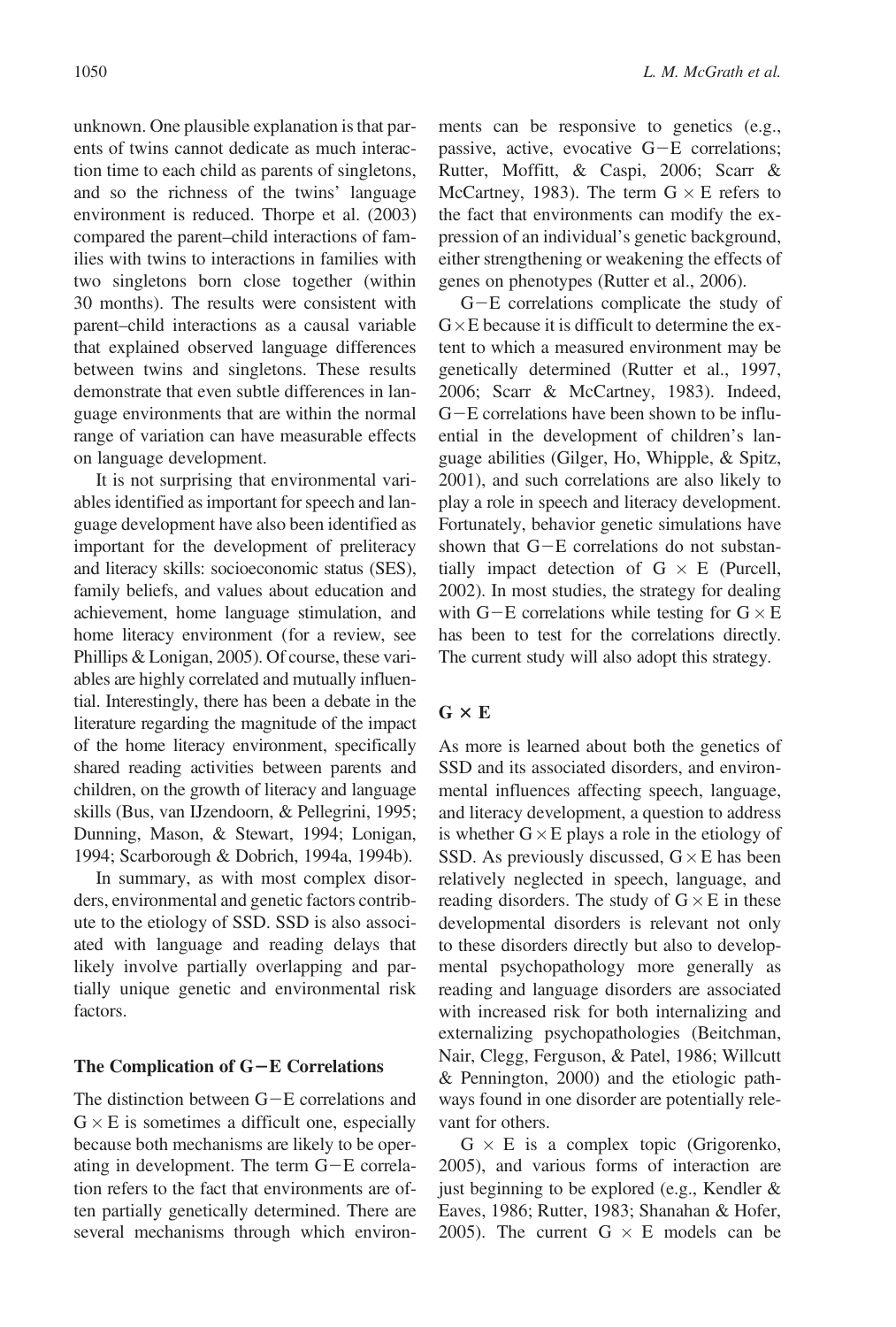unknown. One plausible explanation is that parents of twins cannot dedicate as much interaction time to each child as parents of singletons, and so the richness of the twins' language environment is reduced. Thorpe et al. (2003) compared the parent–child interactions of families with twins to interactions in families with two singletons born close together (within 30 months). The results were consistent with parent–child interactions as a causal variable that explained observed language differences between twins and singletons. These results demonstrate that even subtle differences in language environments that are within the normal range of variation can have measurable effects on language development.

It is not surprising that environmental variables identified as important for speech and language development have also been identified as important for the development of preliteracy and literacy skills: socioeconomic status (SES), family beliefs, and values about education and achievement, home language stimulation, and home literacy environment (for a review, see Phillips & Lonigan, 2005). Of course, these variables are highly correlated and mutually influential. Interestingly, there has been a debate in the literature regarding the magnitude of the impact of the home literacy environment, specifically shared reading activities between parents and children, on the growth of literacy and language skills (Bus, van IJzendoorn, & Pellegrini, 1995; Dunning, Mason, & Stewart, 1994; Lonigan, 1994; Scarborough & Dobrich, 1994a, 1994b).

In summary, as with most complex disorders, environmental and genetic factors contribute to the etiology of SSD. SSD is also associated with language and reading delays that likely involve partially overlapping and partially unique genetic and environmental risk factors.

### The Complication of G−E Correlations

The distinction between G−E correlations and G × E is sometimes a difficult one, especially because both mechanisms are likely to be operating in development. The term G−E correlation refers to the fact that environments are often partially genetically determined. There are several mechanisms through which environments can be responsive to genetics (e.g., passive, active, evocative G−E correlations; Rutter, Moffitt, & Caspi, 2006; Scarr & McCartney, 1983). The term G × E refers to the fact that environments can modify the expression of an individual's genetic background, either strengthening or weakening the effects of genes on phenotypes (Rutter et al., 2006).

G−E correlations complicate the study of G × E because it is difficult to determine the extent to which a measured environment may be genetically determined (Rutter et al., 1997, 2006; Scarr & McCartney, 1983). Indeed, G−E correlations have been shown to be influential in the development of children's language abilities (Gilger, Ho, Whipple, & Spitz, 2001), and such correlations are also likely to play a role in speech and literacy development. Fortunately, behavior genetic simulations have shown that G−E correlations do not substantially impact detection of G × E (Purcell, 2002). In most studies, the strategy for dealing with G−E correlations while testing for G × E has been to test for the correlations directly. The current study will also adopt this strategy.

### G × E

As more is learned about both the genetics of SSD and its associated disorders, and environmental influences affecting speech, language, and literacy development, a question to address is whether G × E plays a role in the etiology of SSD. As previously discussed, G × E has been relatively neglected in speech, language, and reading disorders. The study of G × E in these developmental disorders is relevant not only to these disorders directly but also to developmental psychopathology more generally as reading and language disorders are associated with increased risk for both internalizing and externalizing psychopathologies (Beitchman, Nair, Clegg, Ferguson, & Patel, 1986; Willcutt & Pennington, 2000) and the etiologic pathways found in one disorder are potentially relevant for others.

G × E is a complex topic (Grigorenko, 2005), and various forms of interaction are just beginning to be explored (e.g., Kendler & Eaves, 1986; Rutter, 1983; Shanahan & Hofer, 2005). The current G × E models can be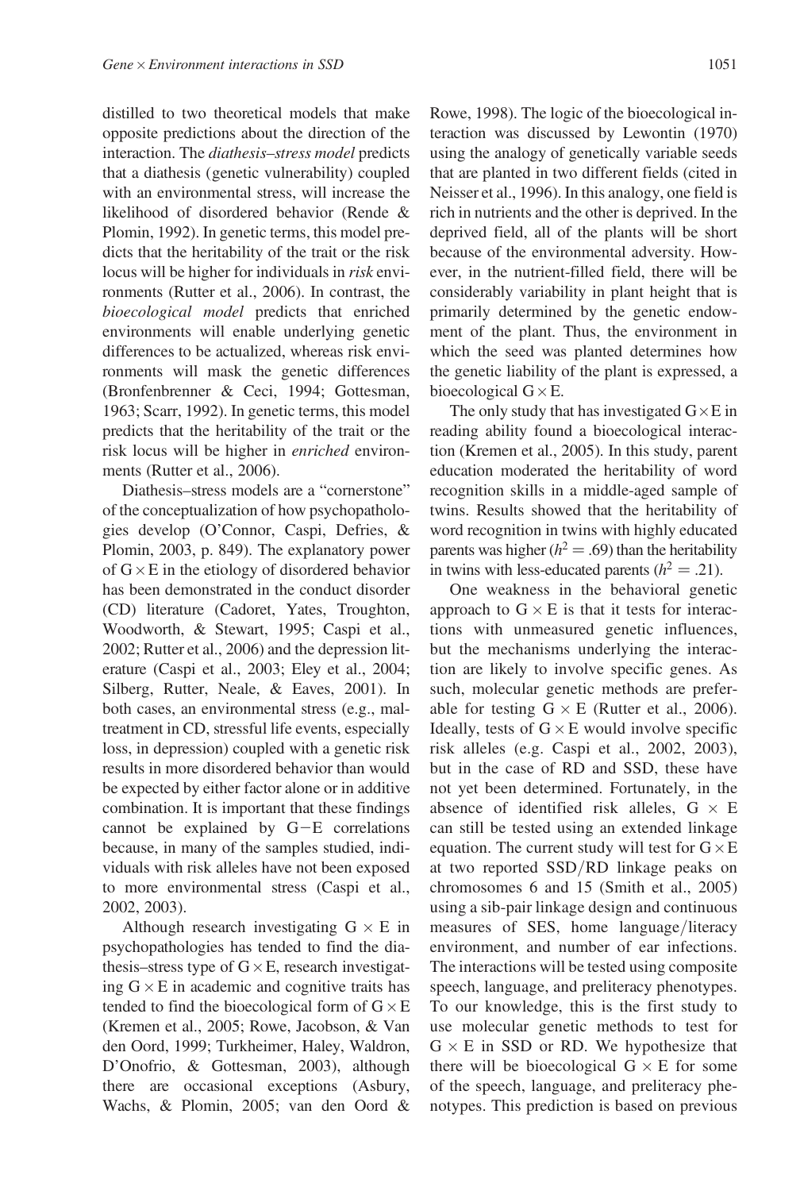distilled to two theoretical models that make opposite predictions about the direction of the interaction. The *diathesis–stress model* predicts that a diathesis (genetic vulnerability) coupled with an environmental stress, will increase the likelihood of disordered behavior (Rende & Plomin, 1992). In genetic terms, this model predicts that the heritability of the trait or the risk locus will be higher for individuals in *risk* environments (Rutter et al., 2006). In contrast, the *bioecological model* predicts that enriched environments will enable underlying genetic differences to be actualized, whereas risk environments will mask the genetic differences (Bronfenbrenner & Ceci, 1994; Gottesman, 1963; Scarr, 1992). In genetic terms, this model predicts that the heritability of the trait or the risk locus will be higher in *enriched* environments (Rutter et al., 2006).

Diathesis–stress models are a "cornerstone" of the conceptualization of how psychopathologies develop (O'Connor, Caspi, Defries, & Plomin, 2003, p. 849). The explanatory power of G × E in the etiology of disordered behavior has been demonstrated in the conduct disorder (CD) literature (Cadoret, Yates, Troughton, Woodworth, & Stewart, 1995; Caspi et al., 2002; Rutter et al., 2006) and the depression literature (Caspi et al., 2003; Eley et al., 2004; Silberg, Rutter, Neale, & Eaves, 2001). In both cases, an environmental stress (e.g., maltreatment in CD, stressful life events, especially loss, in depression) coupled with a genetic risk results in more disordered behavior than would be expected by either factor alone or in additive combination. It is important that these findings cannot be explained by G−E correlations because, in many of the samples studied, individuals with risk alleles have not been exposed to more environmental stress (Caspi et al., 2002, 2003).

Although research investigating G × E in psychopathologies has tended to find the diathesis–stress type of G × E, research investigating G × E in academic and cognitive traits has tended to find the bioecological form of G × E (Kremen et al., 2005; Rowe, Jacobson, & Van den Oord, 1999; Turkheimer, Haley, Waldron, D'Onofrio, & Gottesman, 2003), although there are occasional exceptions (Asbury, Wachs, & Plomin, 2005; van den Oord & Rowe, 1998). The logic of the bioecological interaction was discussed by Lewontin (1970) using the analogy of genetically variable seeds that are planted in two different fields (cited in Neisser et al., 1996). In this analogy, one field is rich in nutrients and the other is deprived. In the deprived field, all of the plants will be short because of the environmental adversity. However, in the nutrient-filled field, there will be considerably variability in plant height that is primarily determined by the genetic endowment of the plant. Thus, the environment in which the seed was planted determines how the genetic liability of the plant is expressed, a bioecological G × E.

The only study that has investigated G × E in reading ability found a bioecological interaction (Kremen et al., 2005). In this study, parent education moderated the heritability of word recognition skills in a middle-aged sample of twins. Results showed that the heritability of word recognition in twins with highly educated parents was higher ($h^2 = .69$) than the heritability in twins with less-educated parents ($h^2 = .21$).

One weakness in the behavioral genetic approach to G × E is that it tests for interactions with unmeasured genetic influences, but the mechanisms underlying the interaction are likely to involve specific genes. As such, molecular genetic methods are preferable for testing G × E (Rutter et al., 2006). Ideally, tests of G × E would involve specific risk alleles (e.g. Caspi et al., 2002, 2003), but in the case of RD and SSD, these have not yet been determined. Fortunately, in the absence of identified risk alleles, G × E can still be tested using an extended linkage equation. The current study will test for G × E at two reported SSD/RD linkage peaks on chromosomes 6 and 15 (Smith et al., 2005) using a sib-pair linkage design and continuous measures of SES, home language/literacy environment, and number of ear infections. The interactions will be tested using composite speech, language, and preliteracy phenotypes. To our knowledge, this is the first study to use molecular genetic methods to test for G × E in SSD or RD. We hypothesize that there will be bioecological G × E for some of the speech, language, and preliteracy phenotypes. This prediction is based on previous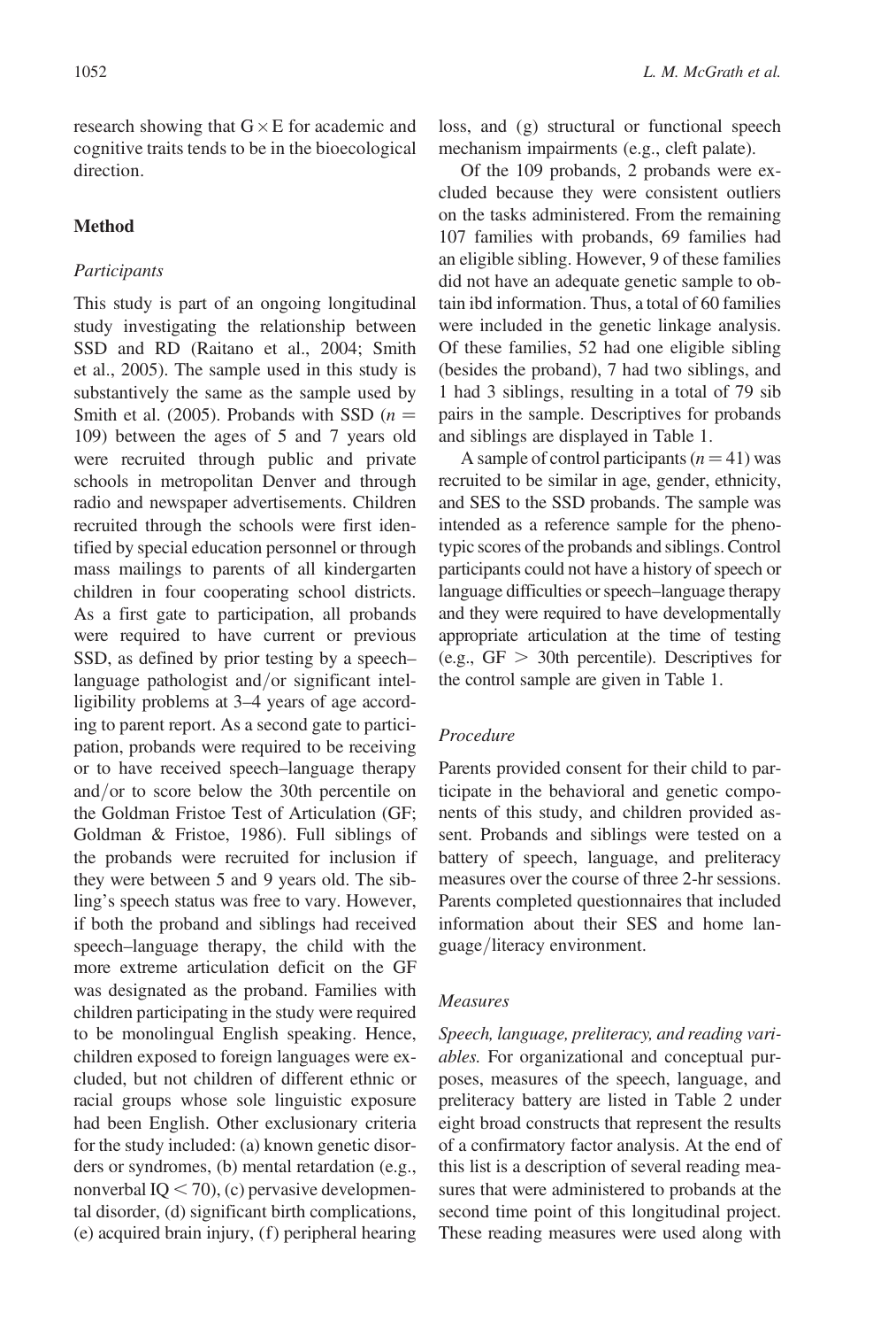research showing that G × E for academic and cognitive traits tends to be in the bioecological direction.

## Method

### *Participants*

This study is part of an ongoing longitudinal study investigating the relationship between SSD and RD (Raitano et al., 2004; Smith et al., 2005). The sample used in this study is substantively the same as the sample used by Smith et al. (2005). Probands with SSD ($n = 109$) between the ages of 5 and 7 years old were recruited through public and private schools in metropolitan Denver and through radio and newspaper advertisements. Children recruited through the schools were first identified by special education personnel or through mass mailings to parents of all kindergarten children in four cooperating school districts. As a first gate to participation, all probands were required to have current or previous SSD, as defined by prior testing by a speech–language pathologist and/or significant intelligibility problems at 3–4 years of age according to parent report. As a second gate to participation, probands were required to be receiving or to have received speech–language therapy and/or to score below the 30th percentile on the Goldman Fristoe Test of Articulation (GF; Goldman & Fristoe, 1986). Full siblings of the probands were recruited for inclusion if they were between 5 and 9 years old. The sibling's speech status was free to vary. However, if both the proband and siblings had received speech–language therapy, the child with the more extreme articulation deficit on the GF was designated as the proband. Families with children participating in the study were required to be monolingual English speaking. Hence, children exposed to foreign languages were excluded, but not children of different ethnic or racial groups whose sole linguistic exposure had been English. Other exclusionary criteria for the study included: (a) known genetic disorders or syndromes, (b) mental retardation (e.g., nonverbal IQ < 70), (c) pervasive developmental disorder, (d) significant birth complications, (e) acquired brain injury, (f) peripheral hearing loss, and (g) structural or functional speech mechanism impairments (e.g., cleft palate).

Of the 109 probands, 2 probands were excluded because they were consistent outliers on the tasks administered. From the remaining 107 families with probands, 69 families had an eligible sibling. However, 9 of these families did not have an adequate genetic sample to obtain ibd information. Thus, a total of 60 families were included in the genetic linkage analysis. Of these families, 52 had one eligible sibling (besides the proband), 7 had two siblings, and 1 had 3 siblings, resulting in a total of 79 sib pairs in the sample. Descriptives for probands and siblings are displayed in Table 1.

A sample of control participants ($n = 41$) was recruited to be similar in age, gender, ethnicity, and SES to the SSD probands. The sample was intended as a reference sample for the phenotypic scores of the probands and siblings. Control participants could not have a history of speech or language difficulties or speech–language therapy and they were required to have developmentally appropriate articulation at the time of testing (e.g., GF > 30th percentile). Descriptives for the control sample are given in Table 1.

### *Procedure*

Parents provided consent for their child to participate in the behavioral and genetic components of this study, and children provided assent. Probands and siblings were tested on a battery of speech, language, and preliteracy measures over the course of three 2-hr sessions. Parents completed questionnaires that included information about their SES and home language/literacy environment.

### *Measures*

*Speech, language, preliteracy, and reading variables.* For organizational and conceptual purposes, measures of the speech, language, and preliteracy battery are listed in Table 2 under eight broad constructs that represent the results of a confirmatory factor analysis. At the end of this list is a description of several reading measures that were administered to probands at the second time point of this longitudinal project. These reading measures were used along with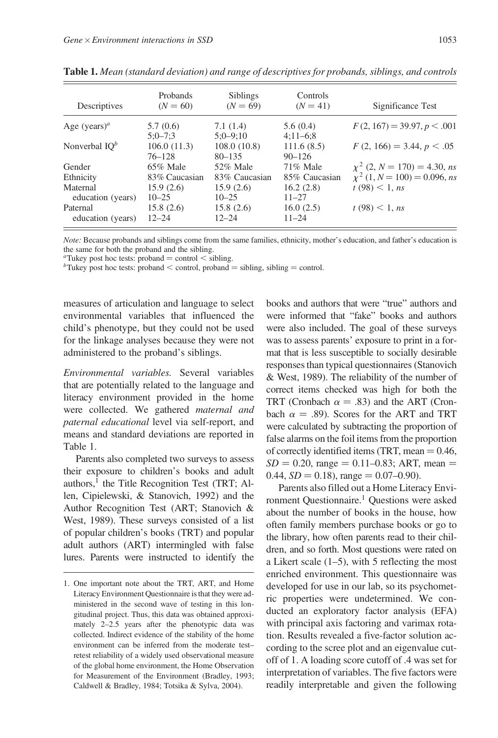**Table 1.** *Mean (standard deviation) and range of descriptives for probands, siblings, and controls*

| Descriptives | Probands ($N = 60$) | Siblings ($N = 69$) | Controls ($N = 41$) | Significance Test |
|---|---|---|---|---|
| Age (years)[a] | 5.7 (0.6) 5;0–7;3 | 7.1 (1.4) 5;0–9;10 | 5.6 (0.4) 4;11–6;8 | $F(2, 167) = 39.97, p < .001$ |
| Nonverbal IQ[b] | 106.0 (11.3) 76–128 | 108.0 (10.8) 80–135 | 111.6 (8.5) 90–126 | $F(2, 166) = 3.44, p < .05$ |
| Gender | 65% Male | 52% Male | 71% Male | $\chi^2$ (2, $N = 170$) = 4.30, *ns* |
| Ethnicity | 83% Caucasian | 83% Caucasian | 85% Caucasian | $\chi^2$ (1, $N = 100$) = 0.096, *ns* |
| Maternal education (years) | 15.9 (2.6) 10–25 | 15.9 (2.6) 10–25 | 16.2 (2.8) 11–27 | $t$ (98) < 1, *ns* |
| Paternal education (years) | 15.8 (2.6) 12–24 | 15.8 (2.6) 12–24 | 16.0 (2.5) 11–24 | $t$ (98) < 1, *ns* |

*Note:* Because probands and siblings come from the same families, ethnicity, mother's education, and father's education is the same for both the proband and the sibling.
[a]Tukey post hoc tests: proband = control < sibling.
[b]Tukey post hoc tests: proband < control, proband = sibling, sibling = control.

measures of articulation and language to select environmental variables that influenced the child's phenotype, but they could not be used for the linkage analyses because they were not administered to the proband's siblings.

*Environmental variables.* Several variables that are potentially related to the language and literacy environment provided in the home were collected. We gathered *maternal and paternal educational* level via self-report, and means and standard deviations are reported in Table 1.

Parents also completed two surveys to assess their exposure to children's books and adult authors,[1] the Title Recognition Test (TRT; Allen, Cipielewski, & Stanovich, 1992) and the Author Recognition Test (ART; Stanovich & West, 1989). These surveys consisted of a list of popular children's books (TRT) and popular adult authors (ART) intermingled with false lures. Parents were instructed to identify the books and authors that were "true" authors and were informed that "fake" books and authors were also included. The goal of these surveys was to assess parents' exposure to print in a format that is less susceptible to socially desirable responses than typical questionnaires (Stanovich & West, 1989). The reliability of the number of correct items checked was high for both the TRT (Cronbach $\alpha = .83$) and the ART (Cronbach $\alpha = .89$). Scores for the ART and TRT were calculated by subtracting the proportion of false alarms on the foil items from the proportion of correctly identified items (TRT, mean = 0.46, $SD = 0.20$, range = 0.11–0.83; ART, mean = 0.44, $SD = 0.18$), range = 0.07–0.90).

Parents also filled out a Home Literacy Environment Questionnaire.[1] Questions were asked about the number of books in the house, how often family members purchase books or go to the library, how often parents read to their children, and so forth. Most questions were rated on a Likert scale (1–5), with 5 reflecting the most enriched environment. This questionnaire was developed for use in our lab, so its psychometric properties were undetermined. We conducted an exploratory factor analysis (EFA) with principal axis factoring and varimax rotation. Results revealed a five-factor solution according to the scree plot and an eigenvalue cutoff of 1. A loading score cutoff of .4 was set for interpretation of variables. The five factors were readily interpretable and given the following

1. One important note about the TRT, ART, and Home Literacy Environment Questionnaire is that they were administered in the second wave of testing in this longitudinal project. Thus, this data was obtained approximately 2–2.5 years after the phenotypic data was collected. Indirect evidence of the stability of the home environment can be inferred from the moderate test–retest reliability of a widely used observational measure of the global home environment, the Home Observation for Measurement of the Environment (Bradley, 1993; Caldwell & Bradley, 1984; Totsika & Sylva, 2004).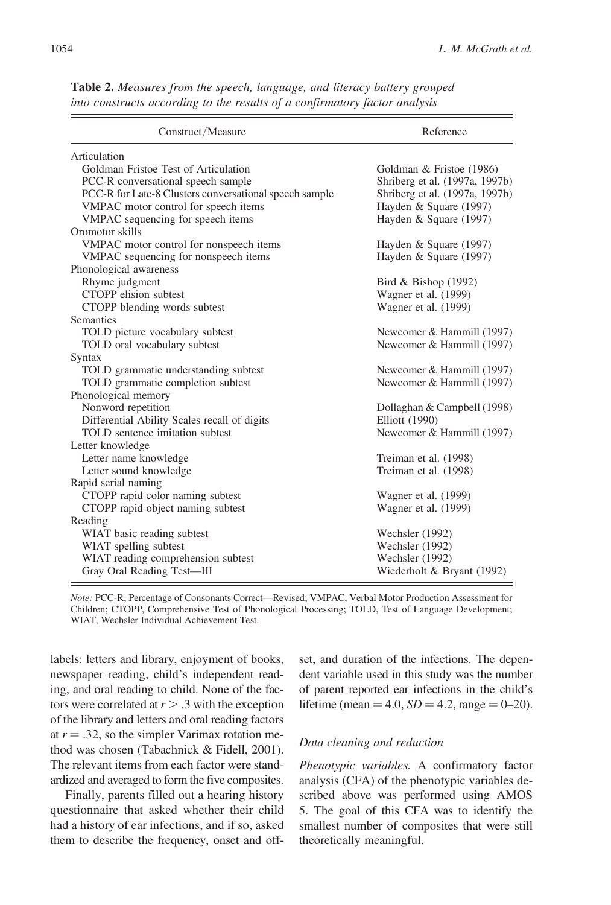**Table 2.** *Measures from the speech, language, and literacy battery grouped into constructs according to the results of a confirmatory factor analysis*

| Construct/Measure | Reference |
|---|---|
| Articulation | |
| Goldman Fristoe Test of Articulation | Goldman & Fristoe (1986) |
| PCC-R conversational speech sample | Shriberg et al. (1997a, 1997b) |
| PCC-R for Late-8 Clusters conversational speech sample | Shriberg et al. (1997a, 1997b) |
| VMPAC motor control for speech items | Hayden & Square (1997) |
| VMPAC sequencing for speech items | Hayden & Square (1997) |
| Oromotor skills | |
| VMPAC motor control for nonspeech items | Hayden & Square (1997) |
| VMPAC sequencing for nonspeech items | Hayden & Square (1997) |
| Phonological awareness | |
| Rhyme judgment | Bird & Bishop (1992) |
| CTOPP elision subtest | Wagner et al. (1999) |
| CTOPP blending words subtest | Wagner et al. (1999) |
| Semantics | |
| TOLD picture vocabulary subtest | Newcomer & Hammill (1997) |
| TOLD oral vocabulary subtest | Newcomer & Hammill (1997) |
| Syntax | |
| TOLD grammatic understanding subtest | Newcomer & Hammill (1997) |
| TOLD grammatic completion subtest | Newcomer & Hammill (1997) |
| Phonological memory | |
| Nonword repetition | Dollaghan & Campbell (1998) |
| Differential Ability Scales recall of digits | Elliott (1990) |
| TOLD sentence imitation subtest | Newcomer & Hammill (1997) |
| Letter knowledge | |
| Letter name knowledge | Treiman et al. (1998) |
| Letter sound knowledge | Treiman et al. (1998) |
| Rapid serial naming | |
| CTOPP rapid color naming subtest | Wagner et al. (1999) |
| CTOPP rapid object naming subtest | Wagner et al. (1999) |
| Reading | |
| WIAT basic reading subtest | Wechsler (1992) |
| WIAT spelling subtest | Wechsler (1992) |
| WIAT reading comprehension subtest | Wechsler (1992) |
| Gray Oral Reading Test—III | Wiederholt & Bryant (1992) |

*Note:* PCC-R, Percentage of Consonants Correct—Revised; VMPAC, Verbal Motor Production Assessment for Children; CTOPP, Comprehensive Test of Phonological Processing; TOLD, Test of Language Development; WIAT, Wechsler Individual Achievement Test.

labels: letters and library, enjoyment of books, newspaper reading, child's independent reading, and oral reading to child. None of the factors were correlated at $r > .3$ with the exception of the library and letters and oral reading factors at $r = .32$, so the simpler Varimax rotation method was chosen (Tabachnick & Fidell, 2001). The relevant items from each factor were standardized and averaged to form the five composites.

Finally, parents filled out a hearing history questionnaire that asked whether their child had a history of ear infections, and if so, asked them to describe the frequency, onset and offset, and duration of the infections. The dependent variable used in this study was the number of parent reported ear infections in the child's lifetime (mean = 4.0, $SD = 4.2$, range = 0–20).

### Data cleaning and reduction

*Phenotypic variables.* A confirmatory factor analysis (CFA) of the phenotypic variables described above was performed using AMOS 5. The goal of this CFA was to identify the smallest number of composites that were still theoretically meaningful.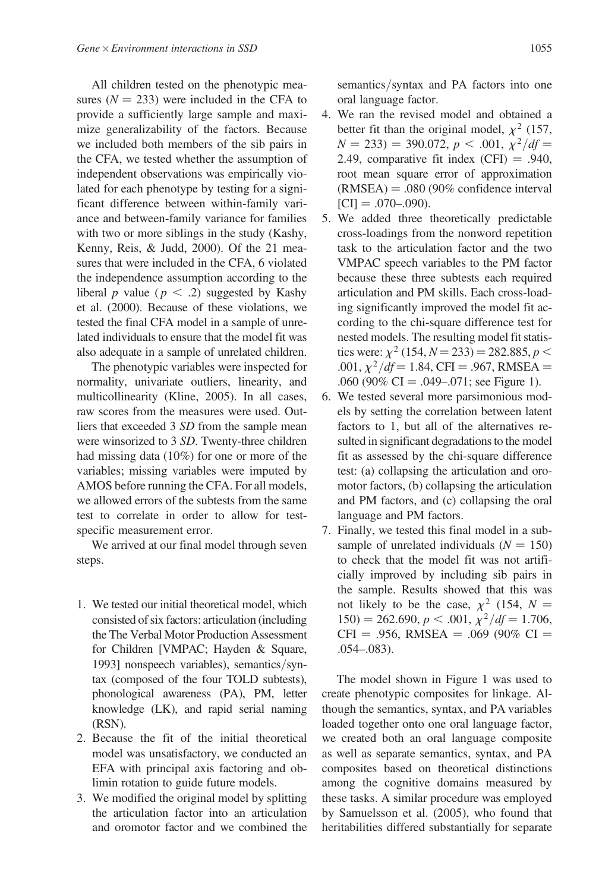All children tested on the phenotypic measures ($N = 233$) were included in the CFA to provide a sufficiently large sample and maximize generalizability of the factors. Because we included both members of the sib pairs in the CFA, we tested whether the assumption of independent observations was empirically violated for each phenotype by testing for a significant difference between within-family variance and between-family variance for families with two or more siblings in the study (Kashy, Kenny, Reis, & Judd, 2000). Of the 21 measures that were included in the CFA, 6 violated the independence assumption according to the liberal $p$ value ($p < .2$) suggested by Kashy et al. (2000). Because of these violations, we tested the final CFA model in a sample of unrelated individuals to ensure that the model fit was also adequate in a sample of unrelated children.

The phenotypic variables were inspected for normality, univariate outliers, linearity, and multicollinearity (Kline, 2005). In all cases, raw scores from the measures were used. Outliers that exceeded 3 *SD* from the sample mean were winsorized to 3 *SD*. Twenty-three children had missing data (10%) for one or more of the variables; missing variables were imputed by AMOS before running the CFA. For all models, we allowed errors of the subtests from the same test to correlate in order to allow for test-specific measurement error.

We arrived at our final model through seven steps.

1. We tested our initial theoretical model, which consisted of six factors: articulation (including the The Verbal Motor Production Assessment for Children [VMPAC; Hayden & Square, 1993] nonspeech variables), semantics/syntax (composed of the four TOLD subtests), phonological awareness (PA), PM, letter knowledge (LK), and rapid serial naming (RSN).
2. Because the fit of the initial theoretical model was unsatisfactory, we conducted an EFA with principal axis factoring and oblimin rotation to guide future models.
3. We modified the original model by splitting the articulation factor into an articulation and oromotor factor and we combined the semantics/syntax and PA factors into one oral language factor.
4. We ran the revised model and obtained a better fit than the original model, $\chi^2$ (157, $N = 233$) = 390.072, $p < .001$, $\chi^2/df$ = 2.49, comparative fit index (CFI) = .940, root mean square error of approximation (RMSEA) = .080 (90% confidence interval [CI] = .070–.090).
5. We added three theoretically predictable cross-loadings from the nonword repetition task to the articulation factor and the two VMPAC speech variables to the PM factor because these three subtests each required articulation and PM skills. Each cross-loading significantly improved the model fit according to the chi-square difference test for nested models. The resulting model fit statistics were: $\chi^2$ (154, $N = 233$) = 282.885, $p < .001$, $\chi^2/df$ = 1.84, CFI = .967, RMSEA = .060 (90% CI = .049–.071; see Figure 1).
6. We tested several more parsimonious models by setting the correlation between latent factors to 1, but all of the alternatives resulted in significant degradations to the model fit as assessed by the chi-square difference test: (a) collapsing the articulation and oromotor factors, (b) collapsing the articulation and PM factors, and (c) collapsing the oral language and PM factors.
7. Finally, we tested this final model in a subsample of unrelated individuals ($N = 150$) to check that the model fit was not artificially improved by including sib pairs in the sample. Results showed that this was not likely to be the case, $\chi^2$ (154, $N = 150$) = 262.690, $p < .001$, $\chi^2/df$ = 1.706, CFI = .956, RMSEA = .069 (90% CI = .054–.083).

The model shown in Figure 1 was used to create phenotypic composites for linkage. Although the semantics, syntax, and PA variables loaded together onto one oral language factor, we created both an oral language composite as well as separate semantics, syntax, and PA composites based on theoretical distinctions among the cognitive domains measured by these tasks. A similar procedure was employed by Samuelsson et al. (2005), who found that heritabilities differed substantially for separate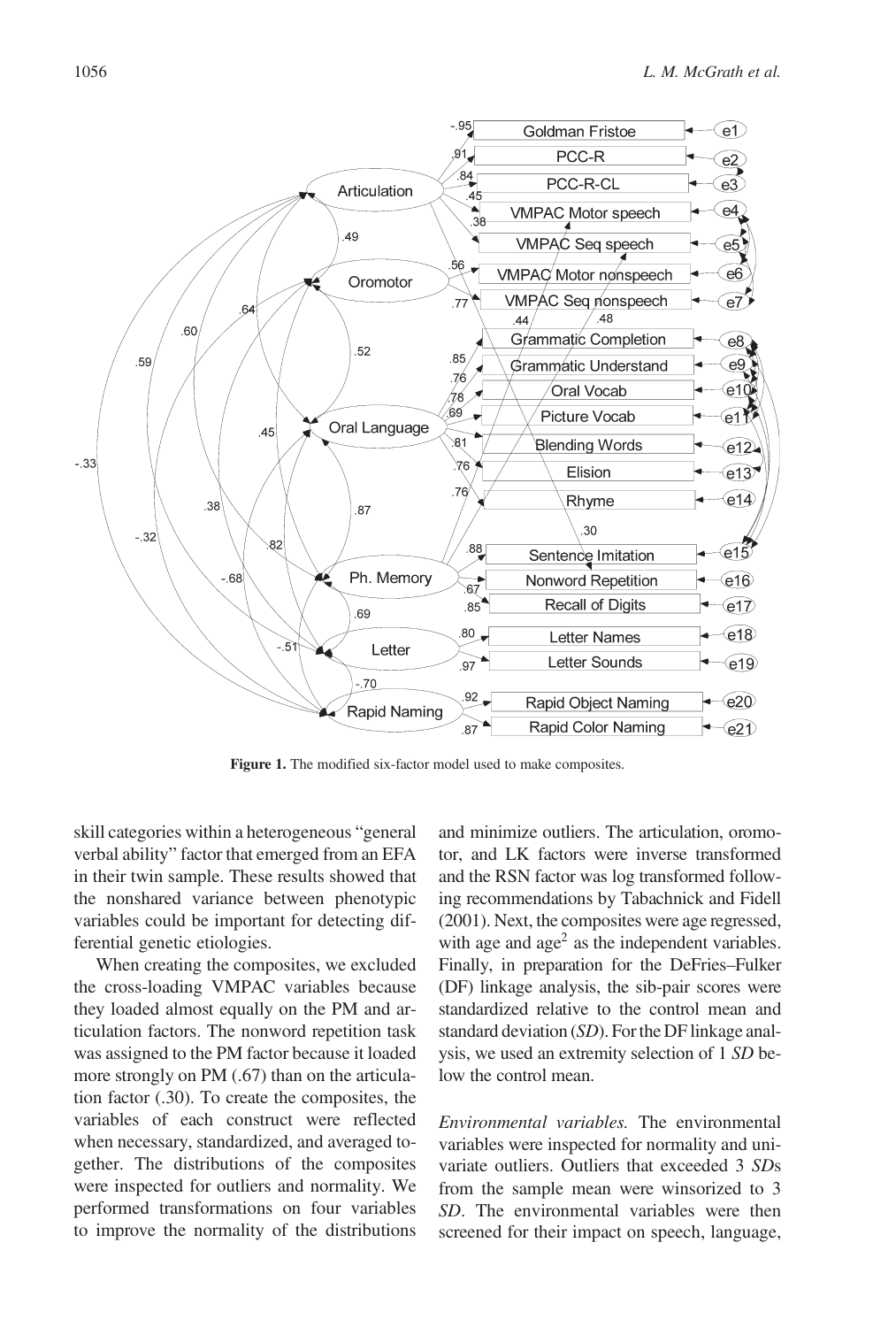**Figure 1.** The modified six-factor model used to make composites.

skill categories within a heterogeneous "general verbal ability" factor that emerged from an EFA in their twin sample. These results showed that the nonshared variance between phenotypic variables could be important for detecting differential genetic etiologies.

When creating the composites, we excluded the cross-loading VMPAC variables because they loaded almost equally on the PM and articulation factors. The nonword repetition task was assigned to the PM factor because it loaded more strongly on PM (.67) than on the articulation factor (.30). To create the composites, the variables of each construct were reflected when necessary, standardized, and averaged together. The distributions of the composites were inspected for outliers and normality. We performed transformations on four variables to improve the normality of the distributions and minimize outliers. The articulation, oromotor, and LK factors were inverse transformed and the RSN factor was log transformed following recommendations by Tabachnick and Fidell (2001). Next, the composites were age regressed, with age and age$^2$ as the independent variables. Finally, in preparation for the DeFries–Fulker (DF) linkage analysis, the sib-pair scores were standardized relative to the control mean and standard deviation (*SD*). For the DF linkage analysis, we used an extremity selection of 1 *SD* below the control mean.

*Environmental variables.* The environmental variables were inspected for normality and univariate outliers. Outliers that exceeded 3 *SD*s from the sample mean were winsorized to 3 *SD*. The environmental variables were then screened for their impact on speech, language,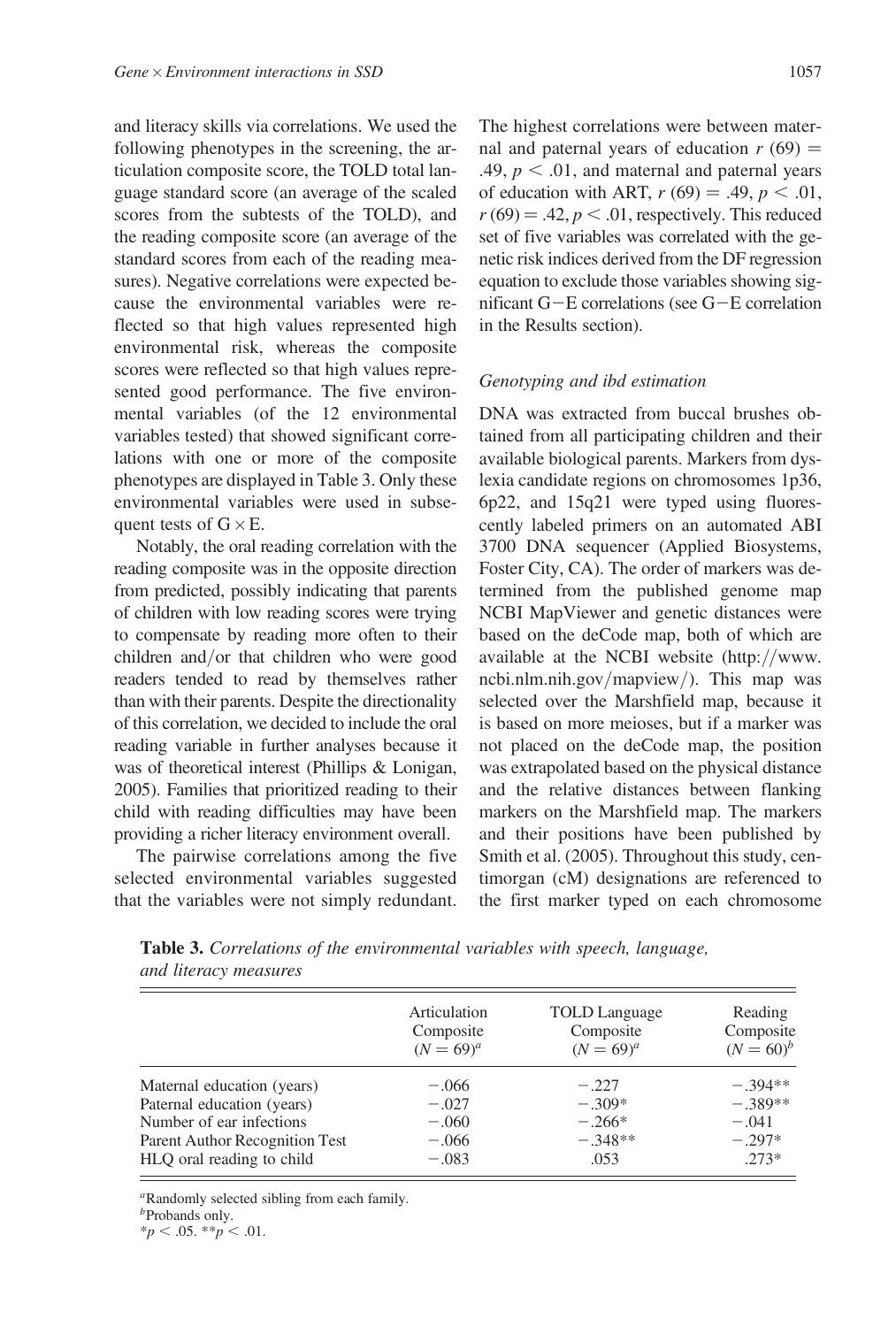and literacy skills via correlations. We used the following phenotypes in the screening, the articulation composite score, the TOLD total language standard score (an average of the scaled scores from the subtests of the TOLD), and the reading composite score (an average of the standard scores from each of the reading measures). Negative correlations were expected because the environmental variables were reflected so that high values represented high environmental risk, whereas the composite scores were reflected so that high values represented good performance. The five environmental variables (of the 12 environmental variables tested) that showed significant correlations with one or more of the composite phenotypes are displayed in Table 3. Only these environmental variables were used in subsequent tests of G × E.

Notably, the oral reading correlation with the reading composite was in the opposite direction from predicted, possibly indicating that parents of children with low reading scores were trying to compensate by reading more often to their children and/or that children who were good readers tended to read by themselves rather than with their parents. Despite the directionality of this correlation, we decided to include the oral reading variable in further analyses because it was of theoretical interest (Phillips & Lonigan, 2005). Families that prioritized reading to their child with reading difficulties may have been providing a richer literacy environment overall.

The pairwise correlations among the five selected environmental variables suggested that the variables were not simply redundant. The highest correlations were between maternal and paternal years of education $r$ (69) = .49, $p < .01$, and maternal and paternal years of education with ART, $r$ (69) = .49, $p < .01$, $r$ (69) = .42, $p < .01$, respectively. This reduced set of five variables was correlated with the genetic risk indices derived from the DF regression equation to exclude those variables showing significant G−E correlations (see G−E correlation in the Results section).

### *Genotyping and ibd estimation*

DNA was extracted from buccal brushes obtained from all participating children and their available biological parents. Markers from dyslexia candidate regions on chromosomes 1p36, 6p22, and 15q21 were typed using fluorescently labeled primers on an automated ABI 3700 DNA sequencer (Applied Biosystems, Foster City, CA). The order of markers was determined from the published genome map NCBI MapViewer and genetic distances were based on the deCode map, both of which are available at the NCBI website (http://www.ncbi.nlm.nih.gov/mapview/). This map was selected over the Marshfield map, because it is based on more meioses, but if a marker was not placed on the deCode map, the position was extrapolated based on the physical distance and the relative distances between flanking markers on the Marshfield map. The markers and their positions have been published by Smith et al. (2005). Throughout this study, centimorgan (cM) designations are referenced to the first marker typed on each chromosome

**Table 3.** *Correlations of the environmental variables with speech, language, and literacy measures*

| | Articulation Composite ($N = 69$)[a] | TOLD Language Composite ($N = 69$)[a] | Reading Composite ($N = 60$)[b] |
|---|---|---|---|
| Maternal education (years) | −.066 | −.227 | −.394** |
| Paternal education (years) | −.027 | −.309* | −.389** |
| Number of ear infections | −.060 | −.266* | −.041 |
| Parent Author Recognition Test | −.066 | −.348** | −.297* |
| HLQ oral reading to child | −.083 | .053 | .273* |

[a]Randomly selected sibling from each family.
[b]Probands only.
*$p < .05$. **$p < .01$.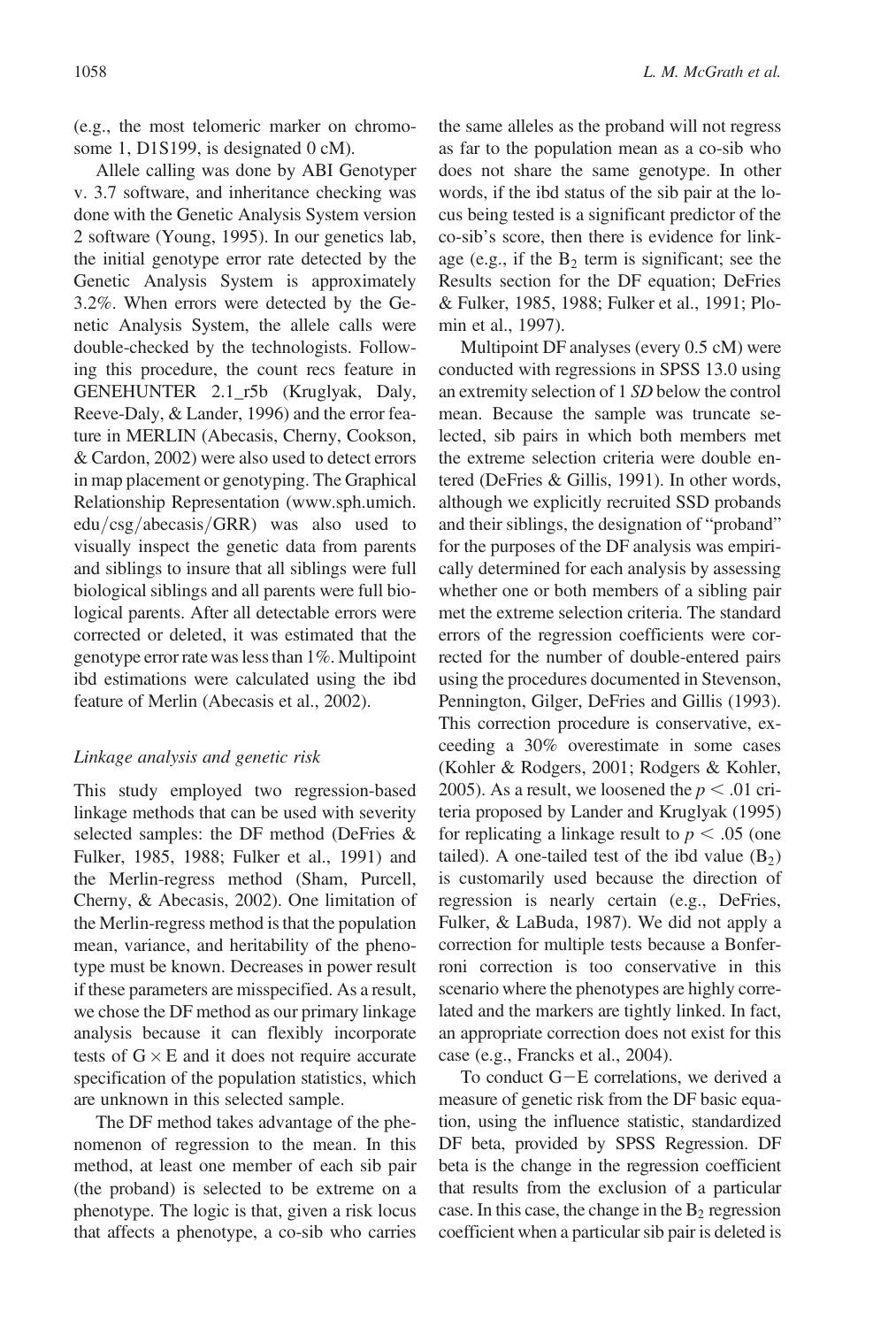(e.g., the most telomeric marker on chromosome 1, D1S199, is designated 0 cM).

Allele calling was done by ABI Genotyper v. 3.7 software, and inheritance checking was done with the Genetic Analysis System version 2 software (Young, 1995). In our genetics lab, the initial genotype error rate detected by the Genetic Analysis System is approximately 3.2%. When errors were detected by the Genetic Analysis System, the allele calls were double-checked by the technologists. Following this procedure, the count recs feature in GENEHUNTER 2.1_r5b (Kruglyak, Daly, Reeve-Daly, & Lander, 1996) and the error feature in MERLIN (Abecasis, Cherny, Cookson, & Cardon, 2002) were also used to detect errors in map placement or genotyping. The Graphical Relationship Representation (www.sph.umich.edu/csg/abecasis/GRR) was also used to visually inspect the genetic data from parents and siblings to insure that all siblings were full biological siblings and all parents were full biological parents. After all detectable errors were corrected or deleted, it was estimated that the genotype error rate was less than 1%. Multipoint ibd estimations were calculated using the ibd feature of Merlin (Abecasis et al., 2002).

### *Linkage analysis and genetic risk*

This study employed two regression-based linkage methods that can be used with severity selected samples: the DF method (DeFries & Fulker, 1985, 1988; Fulker et al., 1991) and the Merlin-regress method (Sham, Purcell, Cherny, & Abecasis, 2002). One limitation of the Merlin-regress method is that the population mean, variance, and heritability of the phenotype must be known. Decreases in power result if these parameters are misspecified. As a result, we chose the DF method as our primary linkage analysis because it can flexibly incorporate tests of G × E and it does not require accurate specification of the population statistics, which are unknown in this selected sample.

The DF method takes advantage of the phenomenon of regression to the mean. In this method, at least one member of each sib pair (the proband) is selected to be extreme on a phenotype. The logic is that, given a risk locus that affects a phenotype, a co-sib who carries the same alleles as the proband will not regress as far to the population mean as a co-sib who does not share the same genotype. In other words, if the ibd status of the sib pair at the locus being tested is a significant predictor of the co-sib's score, then there is evidence for linkage (e.g., if the $B_2$ term is significant; see the Results section for the DF equation; DeFries & Fulker, 1985, 1988; Fulker et al., 1991; Plomin et al., 1997).

Multipoint DF analyses (every 0.5 cM) were conducted with regressions in SPSS 13.0 using an extremity selection of 1 *SD* below the control mean. Because the sample was truncate selected, sib pairs in which both members met the extreme selection criteria were double entered (DeFries & Gillis, 1991). In other words, although we explicitly recruited SSD probands and their siblings, the designation of "proband" for the purposes of the DF analysis was empirically determined for each analysis by assessing whether one or both members of a sibling pair met the extreme selection criteria. The standard errors of the regression coefficients were corrected for the number of double-entered pairs using the procedures documented in Stevenson, Pennington, Gilger, DeFries and Gillis (1993). This correction procedure is conservative, exceeding a 30% overestimate in some cases (Kohler & Rodgers, 2001; Rodgers & Kohler, 2005). As a result, we loosened the $p < .01$ criteria proposed by Lander and Kruglyak (1995) for replicating a linkage result to $p < .05$ (one tailed). A one-tailed test of the ibd value ($B_2$) is customarily used because the direction of regression is nearly certain (e.g., DeFries, Fulker, & LaBuda, 1987). We did not apply a correction for multiple tests because a Bonferroni correction is too conservative in this scenario where the phenotypes are highly correlated and the markers are tightly linked. In fact, an appropriate correction does not exist for this case (e.g., Francks et al., 2004).

To conduct G−E correlations, we derived a measure of genetic risk from the DF basic equation, using the influence statistic, standardized DF beta, provided by SPSS Regression. DF beta is the change in the regression coefficient that results from the exclusion of a particular case. In this case, the change in the $B_2$ regression coefficient when a particular sib pair is deleted is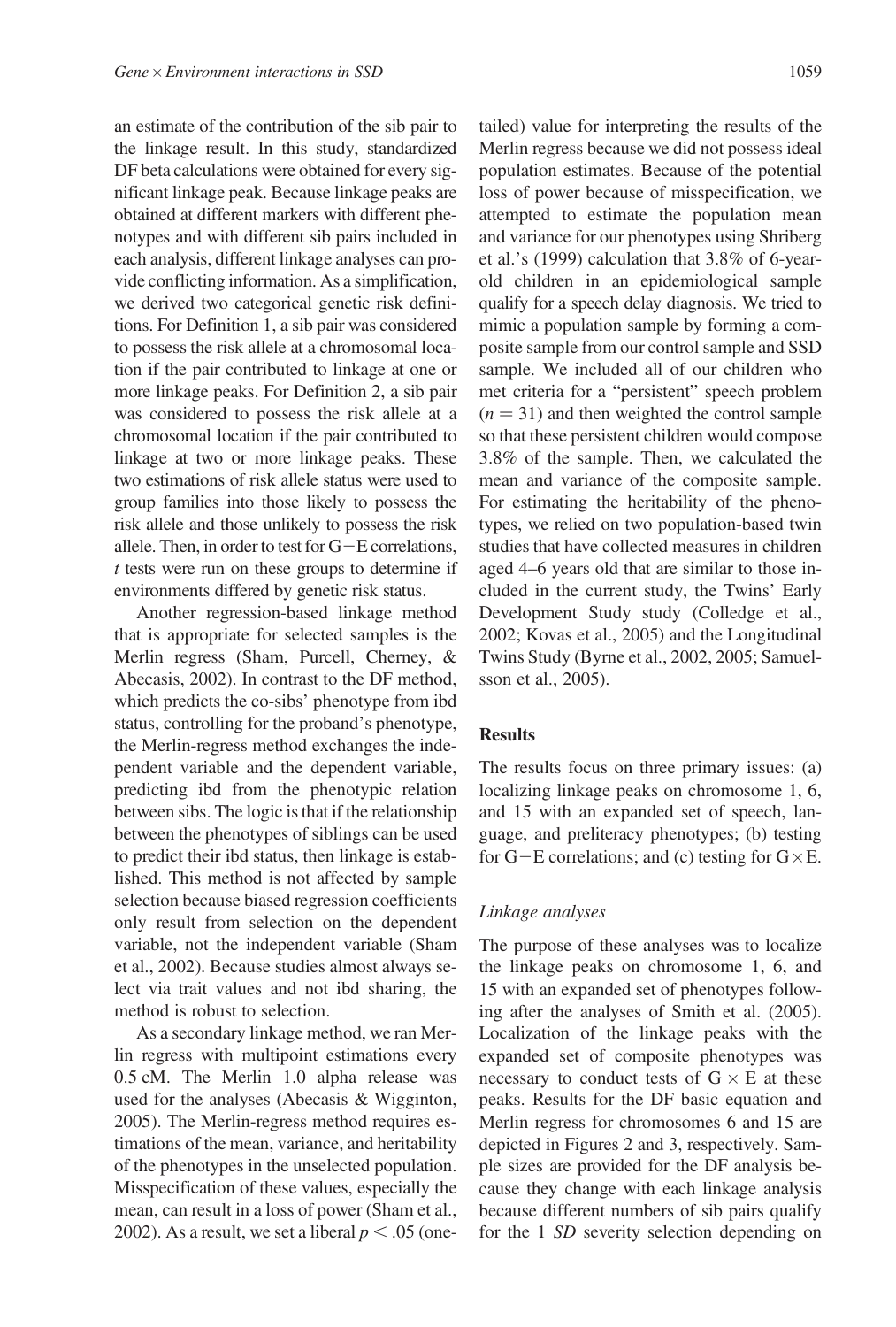an estimate of the contribution of the sib pair to the linkage result. In this study, standardized DF beta calculations were obtained for every significant linkage peak. Because linkage peaks are obtained at different markers with different phenotypes and with different sib pairs included in each analysis, different linkage analyses can provide conflicting information. As a simplification, we derived two categorical genetic risk definitions. For Definition 1, a sib pair was considered to possess the risk allele at a chromosomal location if the pair contributed to linkage at one or more linkage peaks. For Definition 2, a sib pair was considered to possess the risk allele at a chromosomal location if the pair contributed to linkage at two or more linkage peaks. These two estimations of risk allele status were used to group families into those likely to possess the risk allele and those unlikely to possess the risk allele. Then, in order to test for G−E correlations, *t* tests were run on these groups to determine if environments differed by genetic risk status.

Another regression-based linkage method that is appropriate for selected samples is the Merlin regress (Sham, Purcell, Cherney, & Abecasis, 2002). In contrast to the DF method, which predicts the co-sibs' phenotype from ibd status, controlling for the proband's phenotype, the Merlin-regress method exchanges the independent variable and the dependent variable, predicting ibd from the phenotypic relation between sibs. The logic is that if the relationship between the phenotypes of siblings can be used to predict their ibd status, then linkage is established. This method is not affected by sample selection because biased regression coefficients only result from selection on the dependent variable, not the independent variable (Sham et al., 2002). Because studies almost always select via trait values and not ibd sharing, the method is robust to selection.

As a secondary linkage method, we ran Merlin regress with multipoint estimations every 0.5 cM. The Merlin 1.0 alpha release was used for the analyses (Abecasis & Wigginton, 2005). The Merlin-regress method requires estimations of the mean, variance, and heritability of the phenotypes in the unselected population. Misspecification of these values, especially the mean, can result in a loss of power (Sham et al., 2002). As a result, we set a liberal $p < .05$ (one-tailed) value for interpreting the results of the Merlin regress because we did not possess ideal population estimates. Because of the potential loss of power because of misspecification, we attempted to estimate the population mean and variance for our phenotypes using Shriberg et al.'s (1999) calculation that 3.8% of 6-year-old children in an epidemiological sample qualify for a speech delay diagnosis. We tried to mimic a population sample by forming a composite sample from our control sample and SSD sample. We included all of our children who met criteria for a "persistent" speech problem ($n = 31$) and then weighted the control sample so that these persistent children would compose 3.8% of the sample. Then, we calculated the mean and variance of the composite sample. For estimating the heritability of the phenotypes, we relied on two population-based twin studies that have collected measures in children aged 4–6 years old that are similar to those included in the current study, the Twins' Early Development Study study (Colledge et al., 2002; Kovas et al., 2005) and the Longitudinal Twins Study (Byrne et al., 2002, 2005; Samuelsson et al., 2005).

## Results

The results focus on three primary issues: (a) localizing linkage peaks on chromosome 1, 6, and 15 with an expanded set of speech, language, and preliteracy phenotypes; (b) testing for G−E correlations; and (c) testing for G × E.

### Linkage analyses

The purpose of these analyses was to localize the linkage peaks on chromosome 1, 6, and 15 with an expanded set of phenotypes following after the analyses of Smith et al. (2005). Localization of the linkage peaks with the expanded set of composite phenotypes was necessary to conduct tests of G × E at these peaks. Results for the DF basic equation and Merlin regress for chromosomes 6 and 15 are depicted in Figures 2 and 3, respectively. Sample sizes are provided for the DF analysis because they change with each linkage analysis because different numbers of sib pairs qualify for the 1 *SD* severity selection depending on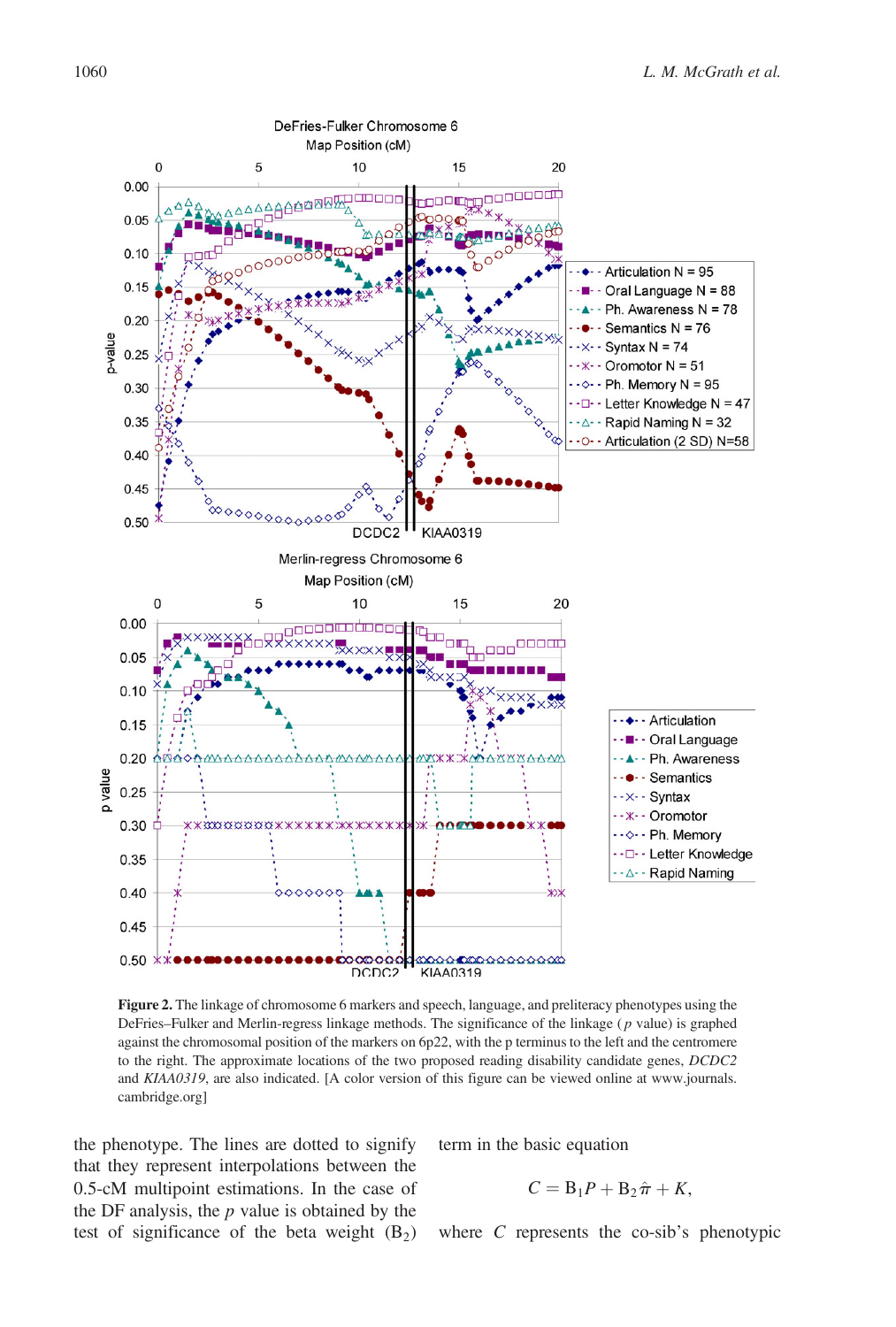**Figure 2.** The linkage of chromosome 6 markers and speech, language, and preliteracy phenotypes using the DeFries–Fulker and Merlin-regress linkage methods. The significance of the linkage ( *p* value) is graphed against the chromosomal position of the markers on 6p22, with the p terminus to the left and the centromere to the right. The approximate locations of the two proposed reading disability candidate genes, *DCDC2* and *KIAA0319*, are also indicated. [A color version of this figure can be viewed online at www.journals.cambridge.org]

the phenotype. The lines are dotted to signify that they represent interpolations between the 0.5-cM multipoint estimations. In the case of the DF analysis, the *p* value is obtained by the test of significance of the beta weight ($B_2$) term in the basic equation

$$C = B_1 P + B_2 \hat{\pi} + K,$$

where $C$ represents the co-sib's phenotypic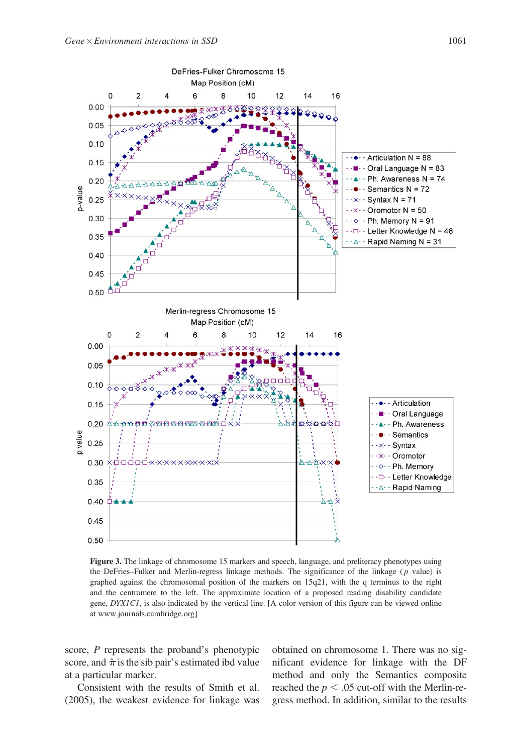**Figure 3.** The linkage of chromosome 15 markers and speech, language, and preliteracy phenotypes using the DeFries–Fulker and Merlin-regress linkage methods. The significance of the linkage ($p$ value) is graphed against the chromosomal position of the markers on 15q21, with the q terminus to the right and the centromere to the left. The approximate location of a proposed reading disability candidate gene, *DYX1C1*, is also indicated by the vertical line. [A color version of this figure can be viewed online at www.journals.cambridge.org]

score, $P$ represents the proband's phenotypic score, and $\hat{\pi}$ is the sib pair's estimated ibd value at a particular marker.

Consistent with the results of Smith et al. (2005), the weakest evidence for linkage was obtained on chromosome 1. There was no significant evidence for linkage with the DF method and only the Semantics composite reached the $p < .05$ cut-off with the Merlin-regress method. In addition, similar to the results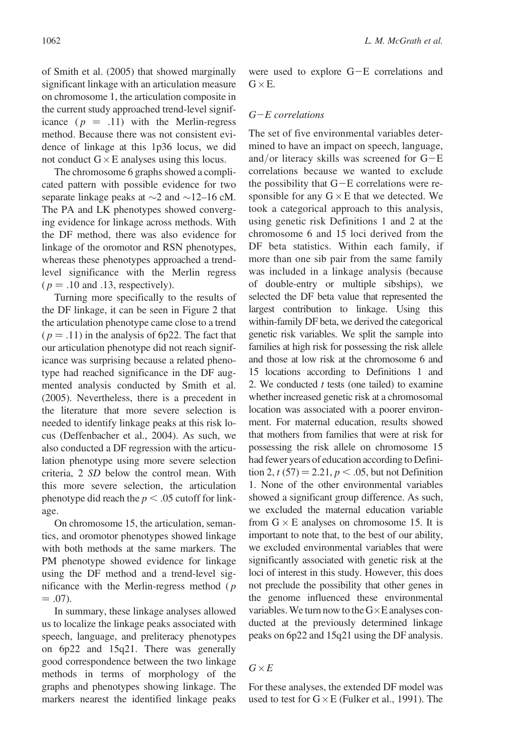of Smith et al. (2005) that showed marginally significant linkage with an articulation measure on chromosome 1, the articulation composite in the current study approached trend-level significance ($p = .11$) with the Merlin-regress method. Because there was not consistent evidence of linkage at this 1p36 locus, we did not conduct G × E analyses using this locus.

The chromosome 6 graphs showed a complicated pattern with possible evidence for two separate linkage peaks at ~2 and ~12–16 cM. The PA and LK phenotypes showed converging evidence for linkage across methods. With the DF method, there was also evidence for linkage of the oromotor and RSN phenotypes, whereas these phenotypes approached a trend-level significance with the Merlin regress ($p = .10$ and $.13$, respectively).

Turning more specifically to the results of the DF linkage, it can be seen in Figure 2 that the articulation phenotype came close to a trend ($p = .11$) in the analysis of 6p22. The fact that our articulation phenotype did not reach significance was surprising because a related phenotype had reached significance in the DF augmented analysis conducted by Smith et al. (2005). Nevertheless, there is a precedent in the literature that more severe selection is needed to identify linkage peaks at this risk locus (Deffenbacher et al., 2004). As such, we also conducted a DF regression with the articulation phenotype using more severe selection criteria, 2 *SD* below the control mean. With this more severe selection, the articulation phenotype did reach the $p < .05$ cutoff for linkage.

On chromosome 15, the articulation, semantics, and oromotor phenotypes showed linkage with both methods at the same markers. The PM phenotype showed evidence for linkage using the DF method and a trend-level significance with the Merlin-regress method ($p = .07$).

In summary, these linkage analyses allowed us to localize the linkage peaks associated with speech, language, and preliteracy phenotypes on 6p22 and 15q21. There was generally good correspondence between the two linkage methods in terms of morphology of the graphs and phenotypes showing linkage. The markers nearest the identified linkage peaks were used to explore G−E correlations and G × E.

### *G−E correlations*

The set of five environmental variables determined to have an impact on speech, language, and/or literacy skills was screened for G−E correlations because we wanted to exclude the possibility that G−E correlations were responsible for any G × E that we detected. We took a categorical approach to this analysis, using genetic risk Definitions 1 and 2 at the chromosome 6 and 15 loci derived from the DF beta statistics. Within each family, if more than one sib pair from the same family was included in a linkage analysis (because of double-entry or multiple sibships), we selected the DF beta value that represented the largest contribution to linkage. Using this within-family DF beta, we derived the categorical genetic risk variables. We split the sample into families at high risk for possessing the risk allele and those at low risk at the chromosome 6 and 15 locations according to Definitions 1 and 2. We conducted *t* tests (one tailed) to examine whether increased genetic risk at a chromosomal location was associated with a poorer environment. For maternal education, results showed that mothers from families that were at risk for possessing the risk allele on chromosome 15 had fewer years of education according to Definition 2, $t(57) = 2.21$, $p < .05$, but not Definition 1. None of the other environmental variables showed a significant group difference. As such, we excluded the maternal education variable from G × E analyses on chromosome 15. It is important to note that, to the best of our ability, we excluded environmental variables that were significantly associated with genetic risk at the loci of interest in this study. However, this does not preclude the possibility that other genes in the genome influenced these environmental variables. We turn now to the G × E analyses conducted at the previously determined linkage peaks on 6p22 and 15q21 using the DF analysis.

### *G × E*

For these analyses, the extended DF model was used to test for G × E (Fulker et al., 1991). The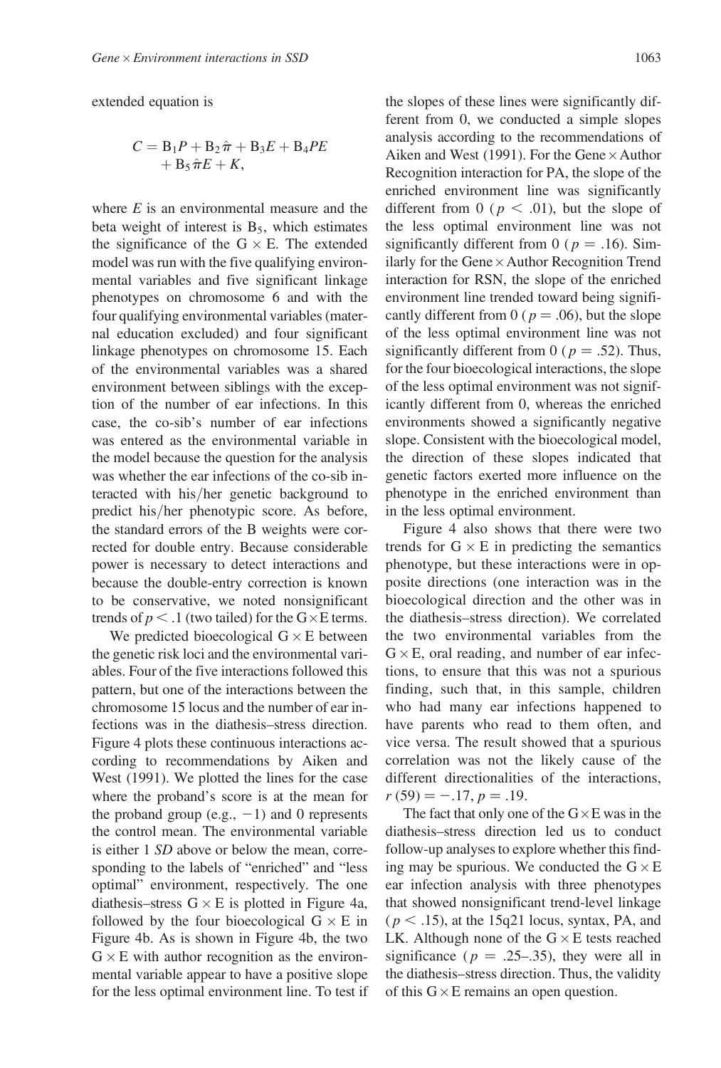extended equation is

$$C = B_1 P + B_2 \hat{\pi} + B_3 E + B_4 PE + B_5 \hat{\pi} E + K,$$

where $E$ is an environmental measure and the beta weight of interest is $B_5$, which estimates the significance of the $G \times E$. The extended model was run with the five qualifying environmental variables and five significant linkage phenotypes on chromosome 6 and with the four qualifying environmental variables (maternal education excluded) and four significant linkage phenotypes on chromosome 15. Each of the environmental variables was a shared environment between siblings with the exception of the number of ear infections. In this case, the co-sib's number of ear infections was entered as the environmental variable in the model because the question for the analysis was whether the ear infections of the co-sib interacted with his/her genetic background to predict his/her phenotypic score. As before, the standard errors of the B weights were corrected for double entry. Because considerable power is necessary to detect interactions and because the double-entry correction is known to be conservative, we noted nonsignificant trends of $p < .1$ (two tailed) for the $G \times E$ terms.

We predicted bioecological $G \times E$ between the genetic risk loci and the environmental variables. Four of the five interactions followed this pattern, but one of the interactions between the chromosome 15 locus and the number of ear infections was in the diathesis–stress direction. Figure 4 plots these continuous interactions according to recommendations by Aiken and West (1991). We plotted the lines for the case where the proband's score is at the mean for the proband group (e.g., $-1$) and 0 represents the control mean. The environmental variable is either 1 *SD* above or below the mean, corresponding to the labels of "enriched" and "less optimal" environment, respectively. The one diathesis–stress $G \times E$ is plotted in Figure 4a, followed by the four bioecological $G \times E$ in Figure 4b. As is shown in Figure 4b, the two $G \times E$ with author recognition as the environmental variable appear to have a positive slope for the less optimal environment line. To test if the slopes of these lines were significantly different from 0, we conducted a simple slopes analysis according to the recommendations of Aiken and West (1991). For the Gene × Author Recognition interaction for PA, the slope of the enriched environment line was significantly different from 0 ($p < .01$), but the slope of the less optimal environment line was not significantly different from 0 ($p = .16$). Similarly for the Gene × Author Recognition Trend interaction for RSN, the slope of the enriched environment line trended toward being significantly different from 0 ($p = .06$), but the slope of the less optimal environment line was not significantly different from 0 ($p = .52$). Thus, for the four bioecological interactions, the slope of the less optimal environment was not significantly different from 0, whereas the enriched environments showed a significantly negative slope. Consistent with the bioecological model, the direction of these slopes indicated that genetic factors exerted more influence on the phenotype in the enriched environment than in the less optimal environment.

Figure 4 also shows that there were two trends for $G \times E$ in predicting the semantics phenotype, but these interactions were in opposite directions (one interaction was in the bioecological direction and the other was in the diathesis–stress direction). We correlated the two environmental variables from the $G \times E$, oral reading, and number of ear infections, to ensure that this was not a spurious finding, such that, in this sample, children who had many ear infections happened to have parents who read to them often, and vice versa. The result showed that a spurious correlation was not the likely cause of the different directionalities of the interactions, $r(59) = -.17$, $p = .19$.

The fact that only one of the $G \times E$ was in the diathesis–stress direction led us to conduct follow-up analyses to explore whether this finding may be spurious. We conducted the $G \times E$ ear infection analysis with three phenotypes that showed nonsignificant trend-level linkage ($p < .15$), at the 15q21 locus, syntax, PA, and LK. Although none of the $G \times E$ tests reached significance ($p = .25$–$.35$), they were all in the diathesis–stress direction. Thus, the validity of this $G \times E$ remains an open question.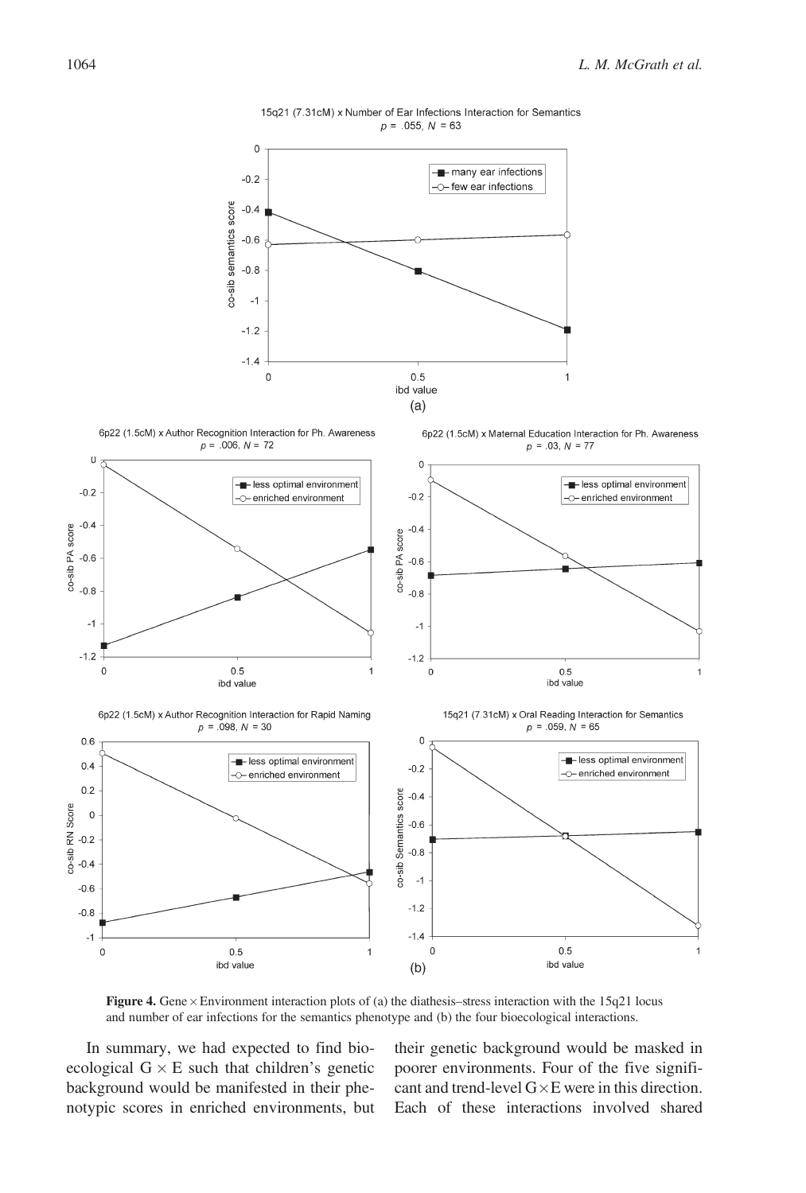**Figure 4.** Gene × Environment interaction plots of (a) the diathesis–stress interaction with the 15q21 locus and number of ear infections for the semantics phenotype and (b) the four bioecological interactions.

In summary, we had expected to find bioecological G × E such that children's genetic background would be manifested in their phenotypic scores in enriched environments, but their genetic background would be masked in poorer environments. Four of the five significant and trend-level G×E were in this direction. Each of these interactions involved shared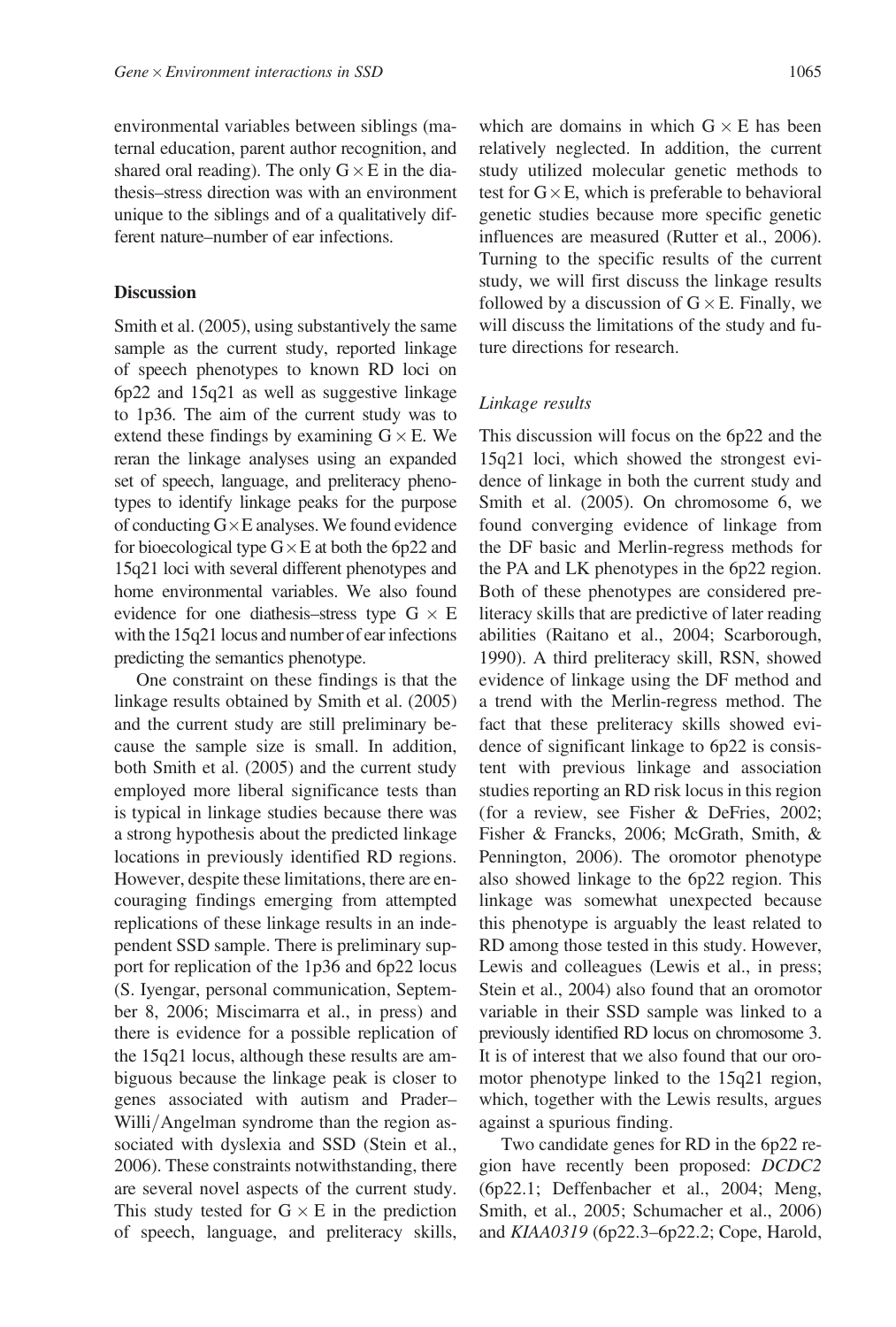environmental variables between siblings (maternal education, parent author recognition, and shared oral reading). The only $G \times E$ in the diathesis–stress direction was with an environment unique to the siblings and of a qualitatively different nature–number of ear infections.

## Discussion

Smith et al. (2005), using substantively the same sample as the current study, reported linkage of speech phenotypes to known RD loci on 6p22 and 15q21 as well as suggestive linkage to 1p36. The aim of the current study was to extend these findings by examining $G \times E$. We reran the linkage analyses using an expanded set of speech, language, and preliteracy phenotypes to identify linkage peaks for the purpose of conducting $G \times E$ analyses. We found evidence for bioecological type $G \times E$ at both the 6p22 and 15q21 loci with several different phenotypes and home environmental variables. We also found evidence for one diathesis–stress type $G \times E$ with the 15q21 locus and number of ear infections predicting the semantics phenotype.

One constraint on these findings is that the linkage results obtained by Smith et al. (2005) and the current study are still preliminary because the sample size is small. In addition, both Smith et al. (2005) and the current study employed more liberal significance tests than is typical in linkage studies because there was a strong hypothesis about the predicted linkage locations in previously identified RD regions. However, despite these limitations, there are encouraging findings emerging from attempted replications of these linkage results in an independent SSD sample. There is preliminary support for replication of the 1p36 and 6p22 locus (S. Iyengar, personal communication, September 8, 2006; Miscimarra et al., in press) and there is evidence for a possible replication of the 15q21 locus, although these results are ambiguous because the linkage peak is closer to genes associated with autism and Prader–Willi/Angelman syndrome than the region associated with dyslexia and SSD (Stein et al., 2006). These constraints notwithstanding, there are several novel aspects of the current study. This study tested for $G \times E$ in the prediction of speech, language, and preliteracy skills, which are domains in which $G \times E$ has been relatively neglected. In addition, the current study utilized molecular genetic methods to test for $G \times E$, which is preferable to behavioral genetic studies because more specific genetic influences are measured (Rutter et al., 2006). Turning to the specific results of the current study, we will first discuss the linkage results followed by a discussion of $G \times E$. Finally, we will discuss the limitations of the study and future directions for research.

### *Linkage results*

This discussion will focus on the 6p22 and the 15q21 loci, which showed the strongest evidence of linkage in both the current study and Smith et al. (2005). On chromosome 6, we found converging evidence of linkage from the DF basic and Merlin-regress methods for the PA and LK phenotypes in the 6p22 region. Both of these phenotypes are considered preliteracy skills that are predictive of later reading abilities (Raitano et al., 2004; Scarborough, 1990). A third preliteracy skill, RSN, showed evidence of linkage using the DF method and a trend with the Merlin-regress method. The fact that these preliteracy skills showed evidence of significant linkage to 6p22 is consistent with previous linkage and association studies reporting an RD risk locus in this region (for a review, see Fisher & DeFries, 2002; Fisher & Francks, 2006; McGrath, Smith, & Pennington, 2006). The oromotor phenotype also showed linkage to the 6p22 region. This linkage was somewhat unexpected because this phenotype is arguably the least related to RD among those tested in this study. However, Lewis and colleagues (Lewis et al., in press; Stein et al., 2004) also found that an oromotor variable in their SSD sample was linked to a previously identified RD locus on chromosome 3. It is of interest that we also found that our oromotor phenotype linked to the 15q21 region, which, together with the Lewis results, argues against a spurious finding.

Two candidate genes for RD in the 6p22 region have recently been proposed: *DCDC2* (6p22.1; Deffenbacher et al., 2004; Meng, Smith, et al., 2005; Schumacher et al., 2006) and *KIAA0319* (6p22.3–6p22.2; Cope, Harold,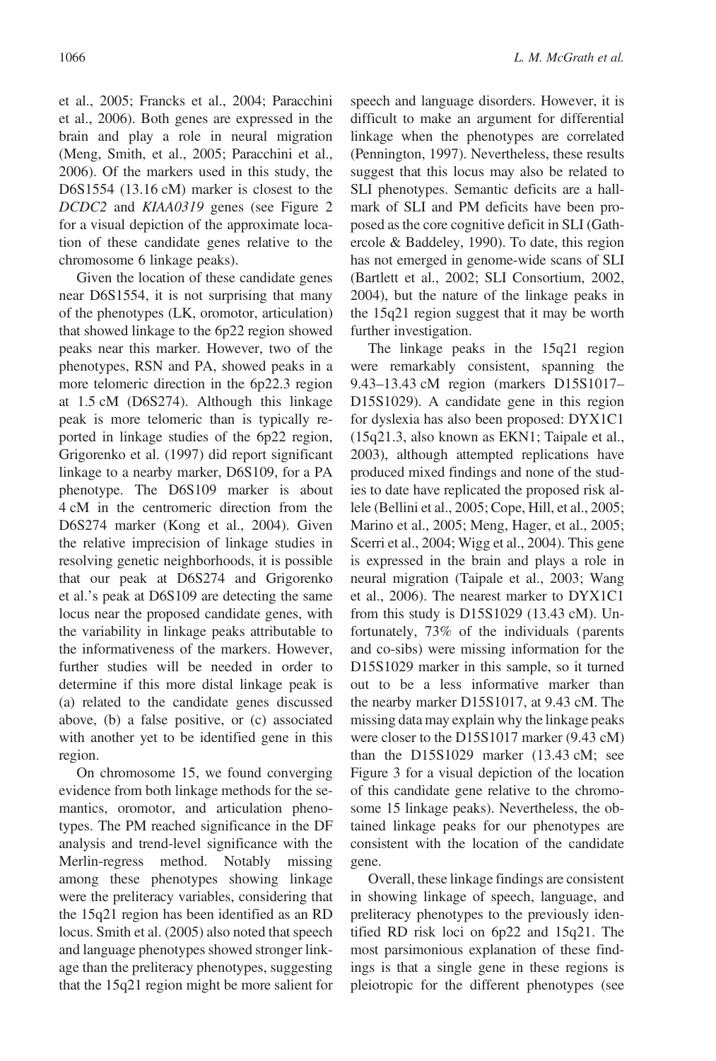et al., 2005; Francks et al., 2004; Paracchini et al., 2006). Both genes are expressed in the brain and play a role in neural migration (Meng, Smith, et al., 2005; Paracchini et al., 2006). Of the markers used in this study, the D6S1554 (13.16 cM) marker is closest to the *DCDC2* and *KIAA0319* genes (see Figure 2 for a visual depiction of the approximate location of these candidate genes relative to the chromosome 6 linkage peaks).

Given the location of these candidate genes near D6S1554, it is not surprising that many of the phenotypes (LK, oromotor, articulation) that showed linkage to the 6p22 region showed peaks near this marker. However, two of the phenotypes, RSN and PA, showed peaks in a more telomeric direction in the 6p22.3 region at 1.5 cM (D6S274). Although this linkage peak is more telomeric than is typically reported in linkage studies of the 6p22 region, Grigorenko et al. (1997) did report significant linkage to a nearby marker, D6S109, for a PA phenotype. The D6S109 marker is about 4 cM in the centromeric direction from the D6S274 marker (Kong et al., 2004). Given the relative imprecision of linkage studies in resolving genetic neighborhoods, it is possible that our peak at D6S274 and Grigorenko et al.'s peak at D6S109 are detecting the same locus near the proposed candidate genes, with the variability in linkage peaks attributable to the informativeness of the markers. However, further studies will be needed in order to determine if this more distal linkage peak is (a) related to the candidate genes discussed above, (b) a false positive, or (c) associated with another yet to be identified gene in this region.

On chromosome 15, we found converging evidence from both linkage methods for the semantics, oromotor, and articulation phenotypes. The PM reached significance in the DF analysis and trend-level significance with the Merlin-regress method. Notably missing among these phenotypes showing linkage were the preliteracy variables, considering that the 15q21 region has been identified as an RD locus. Smith et al. (2005) also noted that speech and language phenotypes showed stronger linkage than the preliteracy phenotypes, suggesting that the 15q21 region might be more salient for speech and language disorders. However, it is difficult to make an argument for differential linkage when the phenotypes are correlated (Pennington, 1997). Nevertheless, these results suggest that this locus may also be related to SLI phenotypes. Semantic deficits are a hallmark of SLI and PM deficits have been proposed as the core cognitive deficit in SLI (Gathercole & Baddeley, 1990). To date, this region has not emerged in genome-wide scans of SLI (Bartlett et al., 2002; SLI Consortium, 2002, 2004), but the nature of the linkage peaks in the 15q21 region suggest that it may be worth further investigation.

The linkage peaks in the 15q21 region were remarkably consistent, spanning the 9.43–13.43 cM region (markers D15S1017–D15S1029). A candidate gene in this region for dyslexia has also been proposed: DYX1C1 (15q21.3, also known as EKN1; Taipale et al., 2003), although attempted replications have produced mixed findings and none of the studies to date have replicated the proposed risk allele (Bellini et al., 2005; Cope, Hill, et al., 2005; Marino et al., 2005; Meng, Hager, et al., 2005; Scerri et al., 2004; Wigg et al., 2004). This gene is expressed in the brain and plays a role in neural migration (Taipale et al., 2003; Wang et al., 2006). The nearest marker to DYX1C1 from this study is D15S1029 (13.43 cM). Unfortunately, 73% of the individuals (parents and co-sibs) were missing information for the D15S1029 marker in this sample, so it turned out to be a less informative marker than the nearby marker D15S1017, at 9.43 cM. The missing data may explain why the linkage peaks were closer to the D15S1017 marker (9.43 cM) than the D15S1029 marker (13.43 cM; see Figure 3 for a visual depiction of the location of this candidate gene relative to the chromosome 15 linkage peaks). Nevertheless, the obtained linkage peaks for our phenotypes are consistent with the location of the candidate gene.

Overall, these linkage findings are consistent in showing linkage of speech, language, and preliteracy phenotypes to the previously identified RD risk loci on 6p22 and 15q21. The most parsimonious explanation of these findings is that a single gene in these regions is pleiotropic for the different phenotypes (see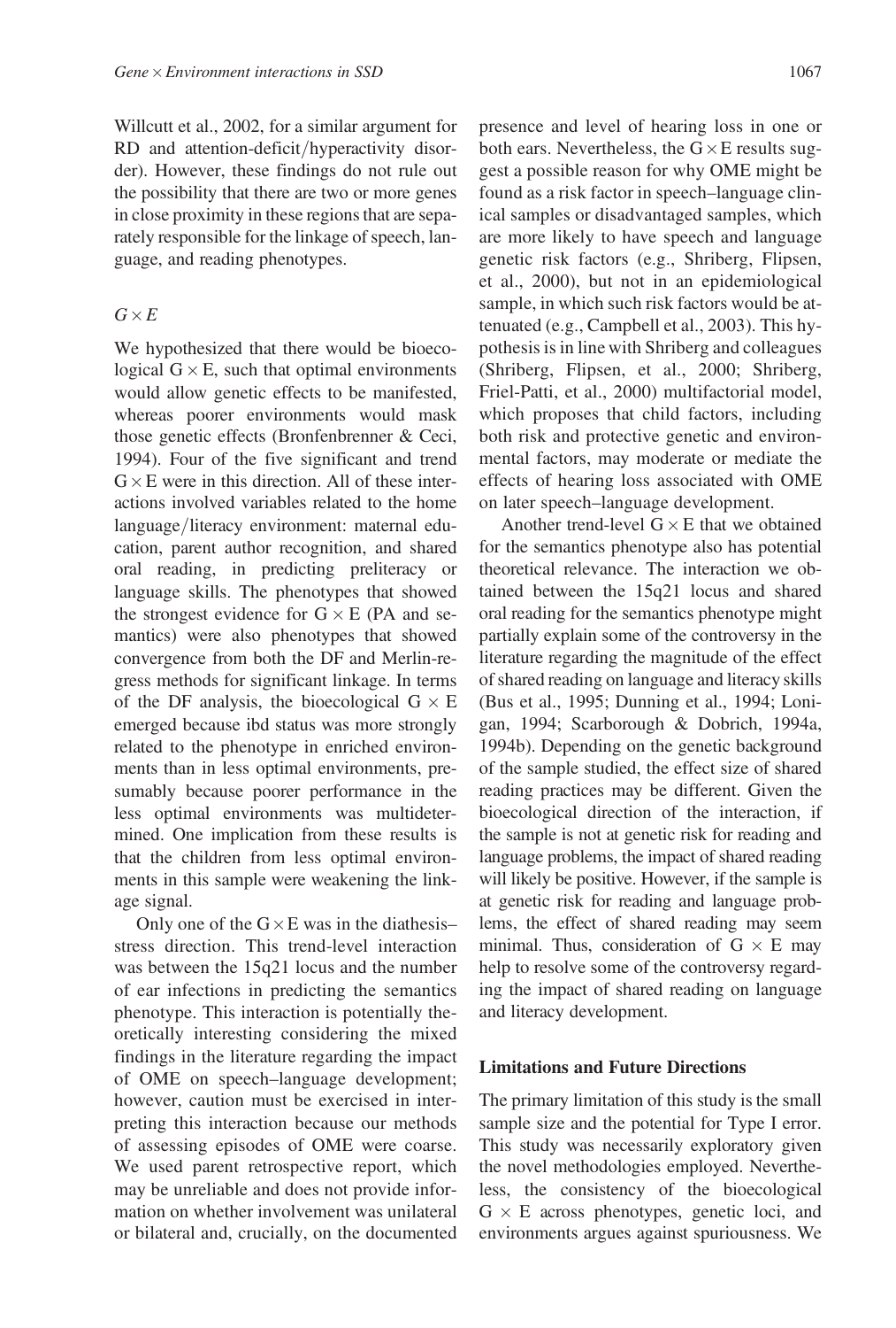Willcutt et al., 2002, for a similar argument for RD and attention-deficit/hyperactivity disorder). However, these findings do not rule out the possibility that there are two or more genes in close proximity in these regions that are separately responsible for the linkage of speech, language, and reading phenotypes.

### *G × E*

We hypothesized that there would be bioecological G × E, such that optimal environments would allow genetic effects to be manifested, whereas poorer environments would mask those genetic effects (Bronfenbrenner & Ceci, 1994). Four of the five significant and trend G × E were in this direction. All of these interactions involved variables related to the home language/literacy environment: maternal education, parent author recognition, and shared oral reading, in predicting preliteracy or language skills. The phenotypes that showed the strongest evidence for G × E (PA and semantics) were also phenotypes that showed convergence from both the DF and Merlin-regress methods for significant linkage. In terms of the DF analysis, the bioecological G × E emerged because ibd status was more strongly related to the phenotype in enriched environments than in less optimal environments, presumably because poorer performance in the less optimal environments was multidetermined. One implication from these results is that the children from less optimal environments in this sample were weakening the linkage signal.

Only one of the G × E was in the diathesis–stress direction. This trend-level interaction was between the 15q21 locus and the number of ear infections in predicting the semantics phenotype. This interaction is potentially theoretically interesting considering the mixed findings in the literature regarding the impact of OME on speech–language development; however, caution must be exercised in interpreting this interaction because our methods of assessing episodes of OME were coarse. We used parent retrospective report, which may be unreliable and does not provide information on whether involvement was unilateral or bilateral and, crucially, on the documented presence and level of hearing loss in one or both ears. Nevertheless, the G × E results suggest a possible reason for why OME might be found as a risk factor in speech–language clinical samples or disadvantaged samples, which are more likely to have speech and language genetic risk factors (e.g., Shriberg, Flipsen, et al., 2000), but not in an epidemiological sample, in which such risk factors would be attenuated (e.g., Campbell et al., 2003). This hypothesis is in line with Shriberg and colleagues (Shriberg, Flipsen, et al., 2000; Shriberg, Friel-Patti, et al., 2000) multifactorial model, which proposes that child factors, including both risk and protective genetic and environmental factors, may moderate or mediate the effects of hearing loss associated with OME on later speech–language development.

Another trend-level G × E that we obtained for the semantics phenotype also has potential theoretical relevance. The interaction we obtained between the 15q21 locus and shared oral reading for the semantics phenotype might partially explain some of the controversy in the literature regarding the magnitude of the effect of shared reading on language and literacy skills (Bus et al., 1995; Dunning et al., 1994; Lonigan, 1994; Scarborough & Dobrich, 1994a, 1994b). Depending on the genetic background of the sample studied, the effect size of shared reading practices may be different. Given the bioecological direction of the interaction, if the sample is not at genetic risk for reading and language problems, the impact of shared reading will likely be positive. However, if the sample is at genetic risk for reading and language problems, the effect of shared reading may seem minimal. Thus, consideration of G × E may help to resolve some of the controversy regarding the impact of shared reading on language and literacy development.

## Limitations and Future Directions

The primary limitation of this study is the small sample size and the potential for Type I error. This study was necessarily exploratory given the novel methodologies employed. Nevertheless, the consistency of the bioecological G × E across phenotypes, genetic loci, and environments argues against spuriousness. We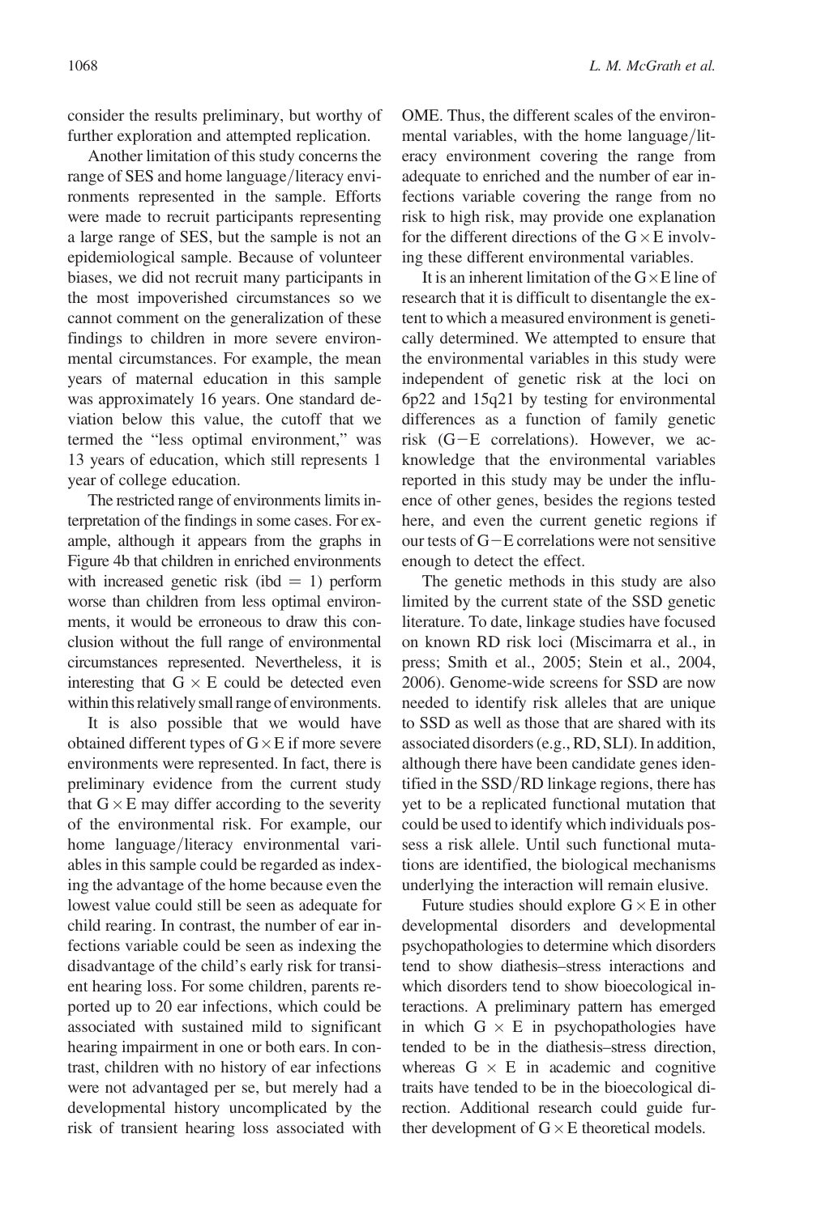consider the results preliminary, but worthy of further exploration and attempted replication.

Another limitation of this study concerns the range of SES and home language/literacy environments represented in the sample. Efforts were made to recruit participants representing a large range of SES, but the sample is not an epidemiological sample. Because of volunteer biases, we did not recruit many participants in the most impoverished circumstances so we cannot comment on the generalization of these findings to children in more severe environmental circumstances. For example, the mean years of maternal education in this sample was approximately 16 years. One standard deviation below this value, the cutoff that we termed the "less optimal environment," was 13 years of education, which still represents 1 year of college education.

The restricted range of environments limits interpretation of the findings in some cases. For example, although it appears from the graphs in Figure 4b that children in enriched environments with increased genetic risk (ibd = 1) perform worse than children from less optimal environments, it would be erroneous to draw this conclusion without the full range of environmental circumstances represented. Nevertheless, it is interesting that G × E could be detected even within this relatively small range of environments.

It is also possible that we would have obtained different types of G × E if more severe environments were represented. In fact, there is preliminary evidence from the current study that G × E may differ according to the severity of the environmental risk. For example, our home language/literacy environmental variables in this sample could be regarded as indexing the advantage of the home because even the lowest value could still be seen as adequate for child rearing. In contrast, the number of ear infections variable could be seen as indexing the disadvantage of the child's early risk for transient hearing loss. For some children, parents reported up to 20 ear infections, which could be associated with sustained mild to significant hearing impairment in one or both ears. In contrast, children with no history of ear infections were not advantaged per se, but merely had a developmental history uncomplicated by the risk of transient hearing loss associated with OME. Thus, the different scales of the environmental variables, with the home language/literacy environment covering the range from adequate to enriched and the number of ear infections variable covering the range from no risk to high risk, may provide one explanation for the different directions of the G × E involving these different environmental variables.

It is an inherent limitation of the G × E line of research that it is difficult to disentangle the extent to which a measured environment is genetically determined. We attempted to ensure that the environmental variables in this study were independent of genetic risk at the loci on 6p22 and 15q21 by testing for environmental differences as a function of family genetic risk (G−E correlations). However, we acknowledge that the environmental variables reported in this study may be under the influence of other genes, besides the regions tested here, and even the current genetic regions if our tests of G−E correlations were not sensitive enough to detect the effect.

The genetic methods in this study are also limited by the current state of the SSD genetic literature. To date, linkage studies have focused on known RD risk loci (Miscimarra et al., in press; Smith et al., 2005; Stein et al., 2004, 2006). Genome-wide screens for SSD are now needed to identify risk alleles that are unique to SSD as well as those that are shared with its associated disorders (e.g., RD, SLI). In addition, although there have been candidate genes identified in the SSD/RD linkage regions, there has yet to be a replicated functional mutation that could be used to identify which individuals possess a risk allele. Until such functional mutations are identified, the biological mechanisms underlying the interaction will remain elusive.

Future studies should explore G × E in other developmental disorders and developmental psychopathologies to determine which disorders tend to show diathesis–stress interactions and which disorders tend to show bioecological interactions. A preliminary pattern has emerged in which G × E in psychopathologies have tended to be in the diathesis–stress direction, whereas G × E in academic and cognitive traits have tended to be in the bioecological direction. Additional research could guide further development of G × E theoretical models.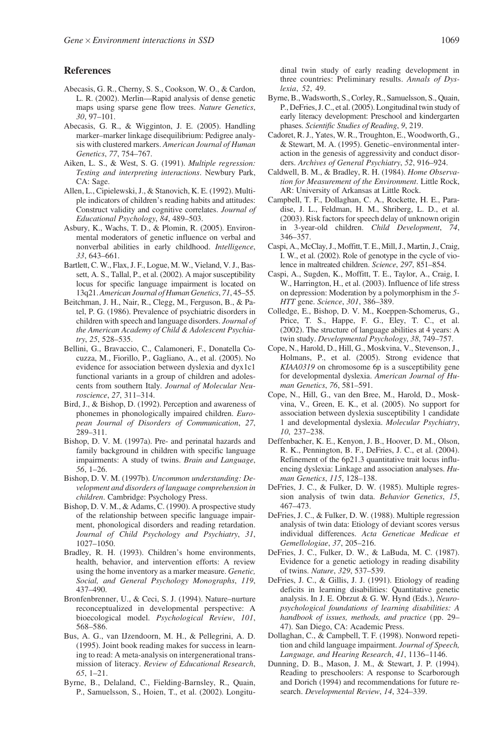## References

Abecasis, G. R., Cherny, S. S., Cookson, W. O., & Cardon, L. R. (2002). Merlin—Rapid analysis of dense genetic maps using sparse gene flow trees. *Nature Genetics*, *30*, 97–101.

Abecasis, G. R., & Wigginton, J. E. (2005). Handling marker–marker linkage disequilibrium: Pedigree analysis with clustered markers. *American Journal of Human Genetics*, *77*, 754–767.

Aiken, L. S., & West, S. G. (1991). *Multiple regression: Testing and interpreting interactions*. Newbury Park, CA: Sage.

Allen, L., Cipielewski, J., & Stanovich, K. E. (1992). Multiple indicators of children's reading habits and attitudes: Construct validity and cognitive correlates. *Journal of Educational Psychology*, *84*, 489–503.

Asbury, K., Wachs, T. D., & Plomin, R. (2005). Environmental moderators of genetic influence on verbal and nonverbal abilities in early childhood. *Intelligence*, *33*, 643–661.

Bartlett, C. W., Flax, J. F., Logue, M. W., Vieland, V. J., Bassett, A. S., Tallal, P., et al. (2002). A major susceptibility locus for specific language impairment is located on 13q21. *American Journal of Human Genetics*, *71*, 45–55.

Beitchman, J. H., Nair, R., Clegg, M., Ferguson, B., & Patel, P. G. (1986). Prevalence of psychiatric disorders in children with speech and language disorders. *Journal of the American Academy of Child & Adolescent Psychiatry*, *25*, 528–535.

Bellini, G., Bravaccio, C., Calamoneri, F., Donatella Cocuzza, M., Fiorillo, P., Gagliano, A., et al. (2005). No evidence for association between dyslexia and dyx1c1 functional variants in a group of children and adolescents from southern Italy. *Journal of Molecular Neuroscience*, *27*, 311–314.

Bird, J., & Bishop, D. (1992). Perception and awareness of phonemes in phonologically impaired children. *European Journal of Disorders of Communication*, *27*, 289–311.

Bishop, D. V. M. (1997a). Pre- and perinatal hazards and family background in children with specific language impairments: A study of twins. *Brain and Language*, *56*, 1–26.

Bishop, D. V. M. (1997b). *Uncommon understanding: Development and disorders of language comprehension in children*. Cambridge: Psychology Press.

Bishop, D. V. M., & Adams, C. (1990). A prospective study of the relationship between specific language impairment, phonological disorders and reading retardation. *Journal of Child Psychology and Psychiatry*, *31*, 1027–1050.

Bradley, R. H. (1993). Children's home environments, health, behavior, and intervention efforts: A review using the home inventory as a marker measure. *Genetic, Social, and General Psychology Monographs*, *119*, 437–490.

Bronfenbrenner, U., & Ceci, S. J. (1994). Nature–nurture reconceptualized in developmental perspective: A bioecological model. *Psychological Review*, *101*, 568–586.

Bus, A. G., van IJzendoorn, M. H., & Pellegrini, A. D. (1995). Joint book reading makes for success in learning to read: A meta-analysis on intergenerational transmission of literacy. *Review of Educational Research*, *65*, 1–21.

Byrne, B., Delaland, C., Fielding-Barnsley, R., Quain, P., Samuelsson, S., Hoien, T., et al. (2002). Longitudinal twin study of early reading development in three countries: Preliminary results. *Annals of Dyslexia*, *52*, 49.

Byrne, B., Wadsworth, S., Corley, R., Samuelsson, S., Quain, P., DeFries, J. C., et al. (2005). Longitudinal twin study of early literacy development: Preschool and kindergarten phases. *Scientific Studies of Reading*, *9*, 219.

Cadoret, R. J., Yates, W. R., Troughton, E., Woodworth, G., & Stewart, M. A. (1995). Genetic–environmental interaction in the genesis of aggressivity and conduct disorders. *Archives of General Psychiatry*, *52*, 916–924.

Caldwell, B. M., & Bradley, R. H. (1984). *Home Observation for Measurement of the Environment*. Little Rock, AR: University of Arkansas at Little Rock.

Campbell, T. F., Dollaghan, C. A., Rockette, H. E., Paradise, J. L., Feldman, H. M., Shriberg, L. D., et al. (2003). Risk factors for speech delay of unknown origin in 3-year-old children. *Child Development*, *74*, 346–357.

Caspi, A., McClay, J., Moffitt, T. E., Mill, J., Martin, J., Craig, I. W., et al. (2002). Role of genotype in the cycle of violence in maltreated children. *Science*, *297*, 851–854.

Caspi, A., Sugden, K., Moffitt, T. E., Taylor, A., Craig, I. W., Harrington, H., et al. (2003). Influence of life stress on depression: Moderation by a polymorphism in the *5-HTT* gene. *Science*, *301*, 386–389.

Colledge, E., Bishop, D. V. M., Koeppen-Schomerus, G., Price, T. S., Happe, F. G., Eley, T. C., et al. (2002). The structure of language abilities at 4 years: A twin study. *Developmental Psychology*, *38*, 749–757.

Cope, N., Harold, D., Hill, G., Moskvina, V., Stevenson, J., Holmans, P., et al. (2005). Strong evidence that *KIAA0319* on chromosome 6p is a susceptibility gene for developmental dyslexia. *American Journal of Human Genetics*, *76*, 581–591.

Cope, N., Hill, G., van den Bree, M., Harold, D., Moskvina, V., Green, E. K., et al. (2005). No support for association between dyslexia susceptibility 1 candidate 1 and developmental dyslexia. *Molecular Psychiatry*, *10*, 237–238.

Deffenbacher, K. E., Kenyon, J. B., Hoover, D. M., Olson, R. K., Pennington, B. F., DeFries, J. C., et al. (2004). Refinement of the 6p21.3 quantitative trait locus influencing dyslexia: Linkage and association analyses. *Human Genetics*, *115*, 128–138.

DeFries, J. C., & Fulker, D. W. (1985). Multiple regression analysis of twin data. *Behavior Genetics*, *15*, 467–473.

DeFries, J. C., & Fulker, D. W. (1988). Multiple regression analysis of twin data: Etiology of deviant scores versus individual differences. *Acta Geneticae Medicae et Gemellologiae*, *37*, 205–216.

DeFries, J. C., Fulker, D. W., & LaBuda, M. C. (1987). Evidence for a genetic aetiology in reading disability of twins. *Nature*, *329*, 537–539.

DeFries, J. C., & Gillis, J. J. (1991). Etiology of reading deficits in learning disabilities: Quantitative genetic analysis. In J. E. Obrzut & G. W. Hynd (Eds.), *Neuropsychological foundations of learning disabilities: A handbook of issues, methods, and practice* (pp. 29–47). San Diego, CA: Academic Press.

Dollaghan, C., & Campbell, T. F. (1998). Nonword repetition and child language impairment. *Journal of Speech, Language, and Hearing Research*, *41*, 1136–1146.

Dunning, D. B., Mason, J. M., & Stewart, J. P. (1994). Reading to preschoolers: A response to Scarborough and Dorich (1994) and recommendations for future research. *Developmental Review*, *14*, 324–339.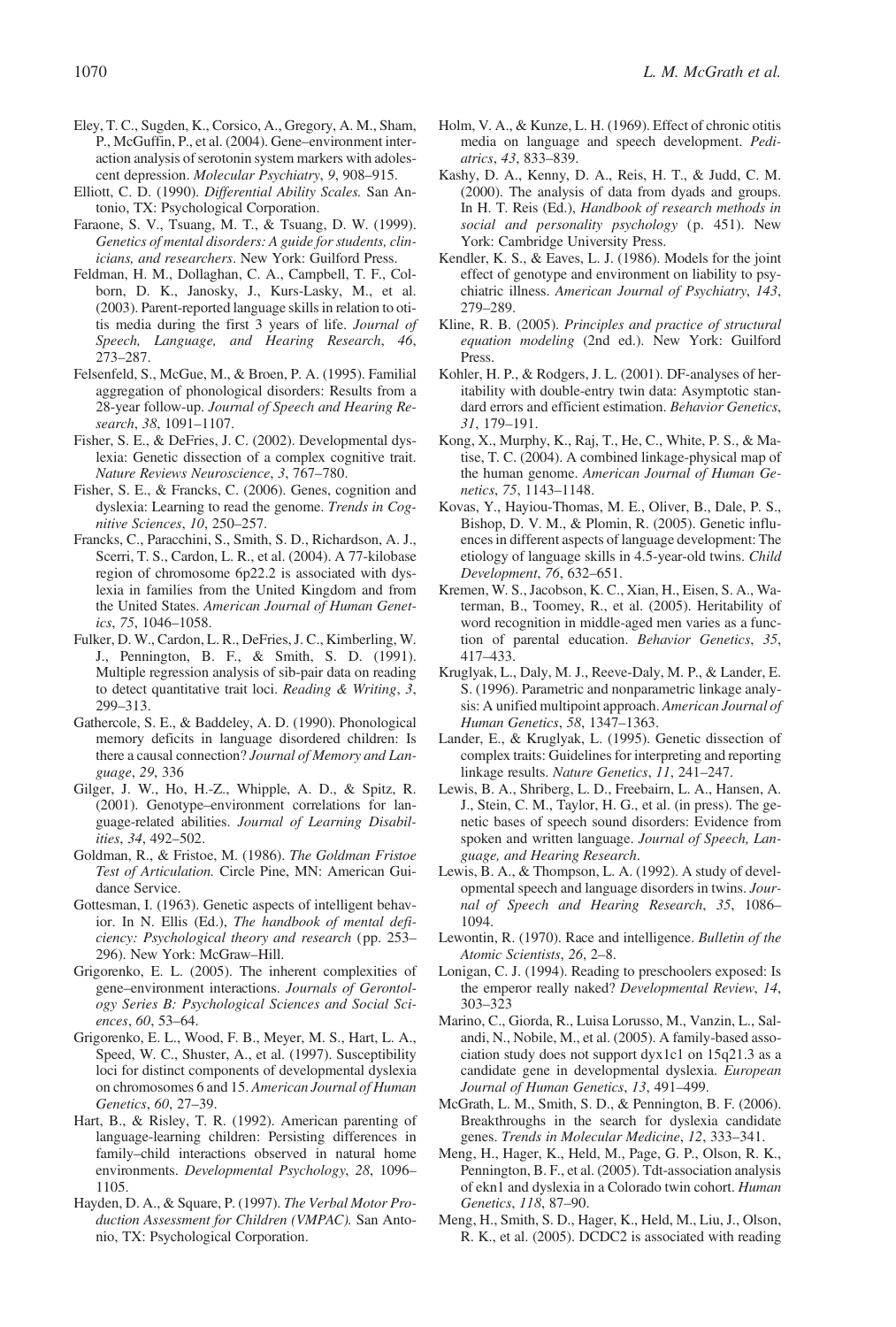Eley, T. C., Sugden, K., Corsico, A., Gregory, A. M., Sham, P., McGuffin, P., et al. (2004). Gene–environment interaction analysis of serotonin system markers with adolescent depression. *Molecular Psychiatry*, *9*, 908–915.

Elliott, C. D. (1990). *Differential Ability Scales.* San Antonio, TX: Psychological Corporation.

Faraone, S. V., Tsuang, M. T., & Tsuang, D. W. (1999). *Genetics of mental disorders: A guide for students, clinicians, and researchers*. New York: Guilford Press.

Feldman, H. M., Dollaghan, C. A., Campbell, T. F., Colborn, D. K., Janosky, J., Kurs-Lasky, M., et al. (2003). Parent-reported language skills in relation to otitis media during the first 3 years of life. *Journal of Speech, Language, and Hearing Research*, *46*, 273–287.

Felsenfeld, S., McGue, M., & Broen, P. A. (1995). Familial aggregation of phonological disorders: Results from a 28-year follow-up. *Journal of Speech and Hearing Research*, *38*, 1091–1107.

Fisher, S. E., & DeFries, J. C. (2002). Developmental dyslexia: Genetic dissection of a complex cognitive trait. *Nature Reviews Neuroscience*, *3*, 767–780.

Fisher, S. E., & Francks, C. (2006). Genes, cognition and dyslexia: Learning to read the genome. *Trends in Cognitive Sciences*, *10*, 250–257.

Francks, C., Paracchini, S., Smith, S. D., Richardson, A. J., Scerri, T. S., Cardon, L. R., et al. (2004). A 77-kilobase region of chromosome 6p22.2 is associated with dyslexia in families from the United Kingdom and from the United States. *American Journal of Human Genetics*, *75*, 1046–1058.

Fulker, D. W., Cardon, L. R., DeFries, J. C., Kimberling, W. J., Pennington, B. F., & Smith, S. D. (1991). Multiple regression analysis of sib-pair data on reading to detect quantitative trait loci. *Reading & Writing*, *3*, 299–313.

Gathercole, S. E., & Baddeley, A. D. (1990). Phonological memory deficits in language disordered children: Is there a causal connection? *Journal of Memory and Language*, *29*, 336

Gilger, J. W., Ho, H.-Z., Whipple, A. D., & Spitz, R. (2001). Genotype–environment correlations for language-related abilities. *Journal of Learning Disabilities*, *34*, 492–502.

Goldman, R., & Fristoe, M. (1986). *The Goldman Fristoe Test of Articulation.* Circle Pine, MN: American Guidance Service.

Gottesman, I. (1963). Genetic aspects of intelligent behavior. In N. Ellis (Ed.), *The handbook of mental deficiency: Psychological theory and research* (pp. 253–296). New York: McGraw–Hill.

Grigorenko, E. L. (2005). The inherent complexities of gene–environment interactions. *Journals of Gerontology Series B: Psychological Sciences and Social Sciences*, *60*, 53–64.

Grigorenko, E. L., Wood, F. B., Meyer, M. S., Hart, L. A., Speed, W. C., Shuster, A., et al. (1997). Susceptibility loci for distinct components of developmental dyslexia on chromosomes 6 and 15. *American Journal of Human Genetics*, *60*, 27–39.

Hart, B., & Risley, T. R. (1992). American parenting of language-learning children: Persisting differences in family–child interactions observed in natural home environments. *Developmental Psychology*, *28*, 1096–1105.

Hayden, D. A., & Square, P. (1997). *The Verbal Motor Production Assessment for Children (VMPAC).* San Antonio, TX: Psychological Corporation.

Holm, V. A., & Kunze, L. H. (1969). Effect of chronic otitis media on language and speech development. *Pediatrics*, *43*, 833–839.

Kashy, D. A., Kenny, D. A., Reis, H. T., & Judd, C. M. (2000). The analysis of data from dyads and groups. In H. T. Reis (Ed.), *Handbook of research methods in social and personality psychology* (p. 451). New York: Cambridge University Press.

Kendler, K. S., & Eaves, L. J. (1986). Models for the joint effect of genotype and environment on liability to psychiatric illness. *American Journal of Psychiatry*, *143*, 279–289.

Kline, R. B. (2005). *Principles and practice of structural equation modeling* (2nd ed.). New York: Guilford Press.

Kohler, H. P., & Rodgers, J. L. (2001). DF-analyses of heritability with double-entry twin data: Asymptotic standard errors and efficient estimation. *Behavior Genetics*, *31*, 179–191.

Kong, X., Murphy, K., Raj, T., He, C., White, P. S., & Matise, T. C. (2004). A combined linkage-physical map of the human genome. *American Journal of Human Genetics*, *75*, 1143–1148.

Kovas, Y., Hayiou-Thomas, M. E., Oliver, B., Dale, P. S., Bishop, D. V. M., & Plomin, R. (2005). Genetic influences in different aspects of language development: The etiology of language skills in 4.5-year-old twins. *Child Development*, *76*, 632–651.

Kremen, W. S., Jacobson, K. C., Xian, H., Eisen, S. A., Waterman, B., Toomey, R., et al. (2005). Heritability of word recognition in middle-aged men varies as a function of parental education. *Behavior Genetics*, *35*, 417–433.

Kruglyak, L., Daly, M. J., Reeve-Daly, M. P., & Lander, E. S. (1996). Parametric and nonparametric linkage analysis: A unified multipoint approach. *American Journal of Human Genetics*, *58*, 1347–1363.

Lander, E., & Kruglyak, L. (1995). Genetic dissection of complex traits: Guidelines for interpreting and reporting linkage results. *Nature Genetics*, *11*, 241–247.

Lewis, B. A., Shriberg, L. D., Freebairn, L. A., Hansen, A. J., Stein, C. M., Taylor, H. G., et al. (in press). The genetic bases of speech sound disorders: Evidence from spoken and written language. *Journal of Speech, Language, and Hearing Research*.

Lewis, B. A., & Thompson, L. A. (1992). A study of developmental speech and language disorders in twins. *Journal of Speech and Hearing Research*, *35*, 1086–1094.

Lewontin, R. (1970). Race and intelligence. *Bulletin of the Atomic Scientists*, *26*, 2–8.

Lonigan, C. J. (1994). Reading to preschoolers exposed: Is the emperor really naked? *Developmental Review*, *14*, 303–323

Marino, C., Giorda, R., Luisa Lorusso, M., Vanzin, L., Salandi, N., Nobile, M., et al. (2005). A family-based association study does not support dyx1c1 on 15q21.3 as a candidate gene in developmental dyslexia. *European Journal of Human Genetics*, *13*, 491–499.

McGrath, L. M., Smith, S. D., & Pennington, B. F. (2006). Breakthroughs in the search for dyslexia candidate genes. *Trends in Molecular Medicine*, *12*, 333–341.

Meng, H., Hager, K., Held, M., Page, G. P., Olson, R. K., Pennington, B. F., et al. (2005). Tdt-association analysis of ekn1 and dyslexia in a Colorado twin cohort. *Human Genetics*, *118*, 87–90.

Meng, H., Smith, S. D., Hager, K., Held, M., Liu, J., Olson, R. K., et al. (2005). DCDC2 is associated with reading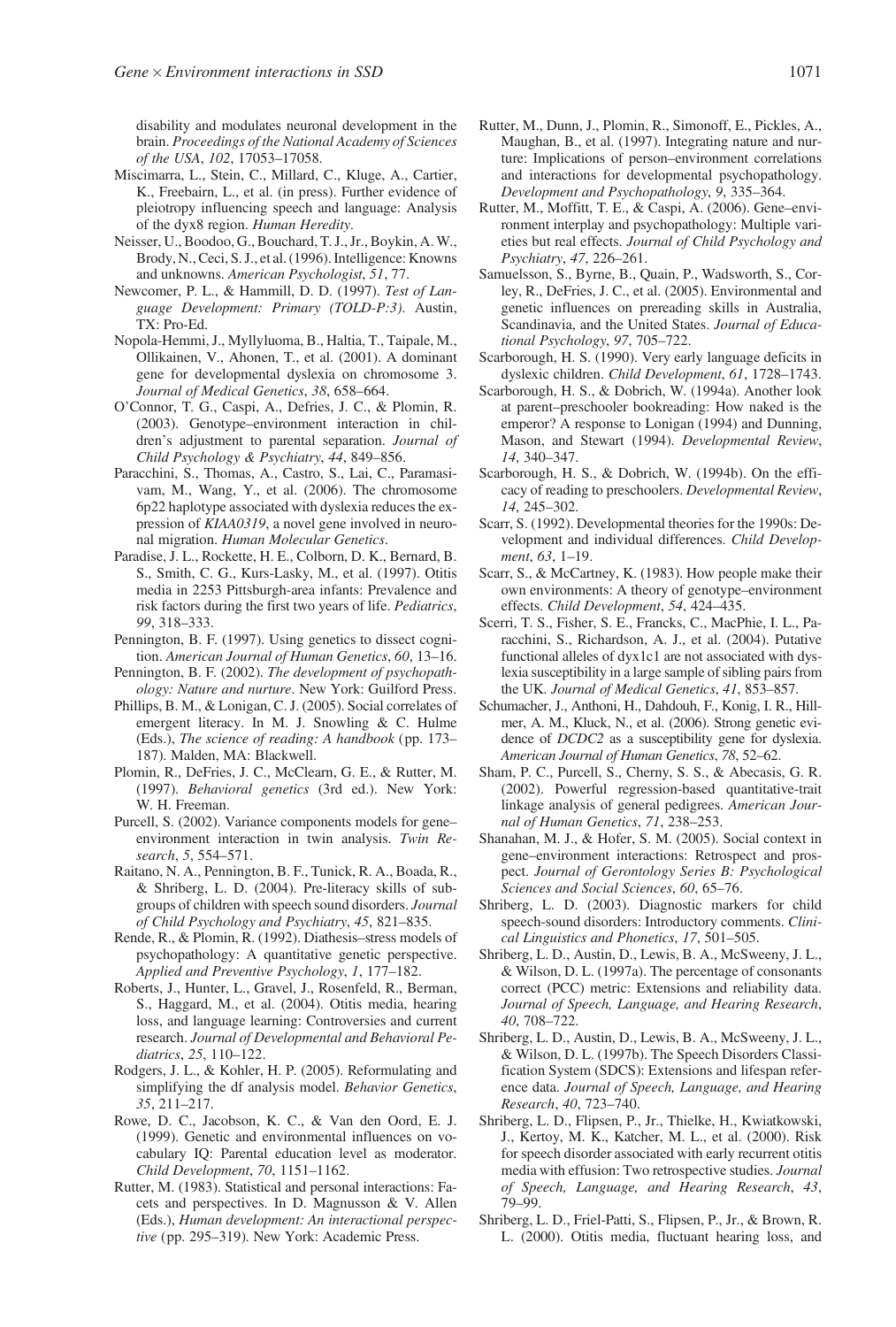disability and modulates neuronal development in the brain. *Proceedings of the National Academy of Sciences of the USA*, *102*, 17053–17058.

Miscimarra, L., Stein, C., Millard, C., Kluge, A., Cartier, K., Freebairn, L., et al. (in press). Further evidence of pleiotropy influencing speech and language: Analysis of the dyx8 region. *Human Heredity*.

Neisser, U., Boodoo, G., Bouchard, T. J., Jr., Boykin, A. W., Brody, N., Ceci, S. J., et al. (1996). Intelligence: Knowns and unknowns. *American Psychologist*, *51*, 77.

Newcomer, P. L., & Hammill, D. D. (1997). *Test of Language Development: Primary (TOLD-P:3)*. Austin, TX: Pro-Ed.

Nopola-Hemmi, J., Myllyluoma, B., Haltia, T., Taipale, M., Ollikainen, V., Ahonen, T., et al. (2001). A dominant gene for developmental dyslexia on chromosome 3. *Journal of Medical Genetics*, *38*, 658–664.

O'Connor, T. G., Caspi, A., Defries, J. C., & Plomin, R. (2003). Genotype–environment interaction in children's adjustment to parental separation. *Journal of Child Psychology & Psychiatry*, *44*, 849–856.

Paracchini, S., Thomas, A., Castro, S., Lai, C., Paramasivam, M., Wang, Y., et al. (2006). The chromosome 6p22 haplotype associated with dyslexia reduces the expression of *KIAA0319*, a novel gene involved in neuronal migration. *Human Molecular Genetics*.

Paradise, J. L., Rockette, H. E., Colborn, D. K., Bernard, B. S., Smith, C. G., Kurs-Lasky, M., et al. (1997). Otitis media in 2253 Pittsburgh-area infants: Prevalence and risk factors during the first two years of life. *Pediatrics*, *99*, 318–333.

Pennington, B. F. (1997). Using genetics to dissect cognition. *American Journal of Human Genetics*, *60*, 13–16.

Pennington, B. F. (2002). *The development of psychopathology: Nature and nurture*. New York: Guilford Press.

Phillips, B. M., & Lonigan, C. J. (2005). Social correlates of emergent literacy. In M. J. Snowling & C. Hulme (Eds.), *The science of reading: A handbook* (pp. 173–187). Malden, MA: Blackwell.

Plomin, R., DeFries, J. C., McClearn, G. E., & Rutter, M. (1997). *Behavioral genetics* (3rd ed.). New York: W. H. Freeman.

Purcell, S. (2002). Variance components models for gene–environment interaction in twin analysis. *Twin Research*, *5*, 554–571.

Raitano, N. A., Pennington, B. F., Tunick, R. A., Boada, R., & Shriberg, L. D. (2004). Pre-literacy skills of subgroups of children with speech sound disorders. *Journal of Child Psychology and Psychiatry*, *45*, 821–835.

Rende, R., & Plomin, R. (1992). Diathesis–stress models of psychopathology: A quantitative genetic perspective. *Applied and Preventive Psychology*, *1*, 177–182.

Roberts, J., Hunter, L., Gravel, J., Rosenfeld, R., Berman, S., Haggard, M., et al. (2004). Otitis media, hearing loss, and language learning: Controversies and current research. *Journal of Developmental and Behavioral Pediatrics*, *25*, 110–122.

Rodgers, J. L., & Kohler, H. P. (2005). Reformulating and simplifying the df analysis model. *Behavior Genetics*, *35*, 211–217.

Rowe, D. C., Jacobson, K. C., & Van den Oord, E. J. (1999). Genetic and environmental influences on vocabulary IQ: Parental education level as moderator. *Child Development*, *70*, 1151–1162.

Rutter, M. (1983). Statistical and personal interactions: Facets and perspectives. In D. Magnusson & V. Allen (Eds.), *Human development: An interactional perspective* (pp. 295–319). New York: Academic Press.

Rutter, M., Dunn, J., Plomin, R., Simonoff, E., Pickles, A., Maughan, B., et al. (1997). Integrating nature and nurture: Implications of person–environment correlations and interactions for developmental psychopathology. *Development and Psychopathology*, *9*, 335–364.

Rutter, M., Moffitt, T. E., & Caspi, A. (2006). Gene–environment interplay and psychopathology: Multiple varieties but real effects. *Journal of Child Psychology and Psychiatry*, *47*, 226–261.

Samuelsson, S., Byrne, B., Quain, P., Wadsworth, S., Corley, R., DeFries, J. C., et al. (2005). Environmental and genetic influences on prereading skills in Australia, Scandinavia, and the United States. *Journal of Educational Psychology*, *97*, 705–722.

Scarborough, H. S. (1990). Very early language deficits in dyslexic children. *Child Development*, *61*, 1728–1743.

Scarborough, H. S., & Dobrich, W. (1994a). Another look at parent–preschooler bookreading: How naked is the emperor? A response to Lonigan (1994) and Dunning, Mason, and Stewart (1994). *Developmental Review*, *14*, 340–347.

Scarborough, H. S., & Dobrich, W. (1994b). On the efficacy of reading to preschoolers. *Developmental Review*, *14*, 245–302.

Scarr, S. (1992). Developmental theories for the 1990s: Development and individual differences. *Child Development*, *63*, 1–19.

Scarr, S., & McCartney, K. (1983). How people make their own environments: A theory of genotype–environment effects. *Child Development*, *54*, 424–435.

Scerri, T. S., Fisher, S. E., Francks, C., MacPhie, I. L., Paracchini, S., Richardson, A. J., et al. (2004). Putative functional alleles of dyx1c1 are not associated with dyslexia susceptibility in a large sample of sibling pairs from the UK. *Journal of Medical Genetics*, *41*, 853–857.

Schumacher, J., Anthoni, H., Dahdouh, F., Konig, I. R., Hillmer, A. M., Kluck, N., et al. (2006). Strong genetic evidence of *DCDC2* as a susceptibility gene for dyslexia. *American Journal of Human Genetics*, *78*, 52–62.

Sham, P. C., Purcell, S., Cherny, S. S., & Abecasis, G. R. (2002). Powerful regression-based quantitative-trait linkage analysis of general pedigrees. *American Journal of Human Genetics*, *71*, 238–253.

Shanahan, M. J., & Hofer, S. M. (2005). Social context in gene–environment interactions: Retrospect and prospect. *Journal of Gerontology Series B: Psychological Sciences and Social Sciences*, *60*, 65–76.

Shriberg, L. D. (2003). Diagnostic markers for child speech-sound disorders: Introductory comments. *Clinical Linguistics and Phonetics*, *17*, 501–505.

Shriberg, L. D., Austin, D., Lewis, B. A., McSweeny, J. L., & Wilson, D. L. (1997a). The percentage of consonants correct (PCC) metric: Extensions and reliability data. *Journal of Speech, Language, and Hearing Research*, *40*, 708–722.

Shriberg, L. D., Austin, D., Lewis, B. A., McSweeny, J. L., & Wilson, D. L. (1997b). The Speech Disorders Classification System (SDCS): Extensions and lifespan reference data. *Journal of Speech, Language, and Hearing Research*, *40*, 723–740.

Shriberg, L. D., Flipsen, P., Jr., Thielke, H., Kwiatkowski, J., Kertoy, M. K., Katcher, M. L., et al. (2000). Risk for speech disorder associated with early recurrent otitis media with effusion: Two retrospective studies. *Journal of Speech, Language, and Hearing Research*, *43*, 79–99.

Shriberg, L. D., Friel-Patti, S., Flipsen, P., Jr., & Brown, R. L. (2000). Otitis media, fluctuant hearing loss, and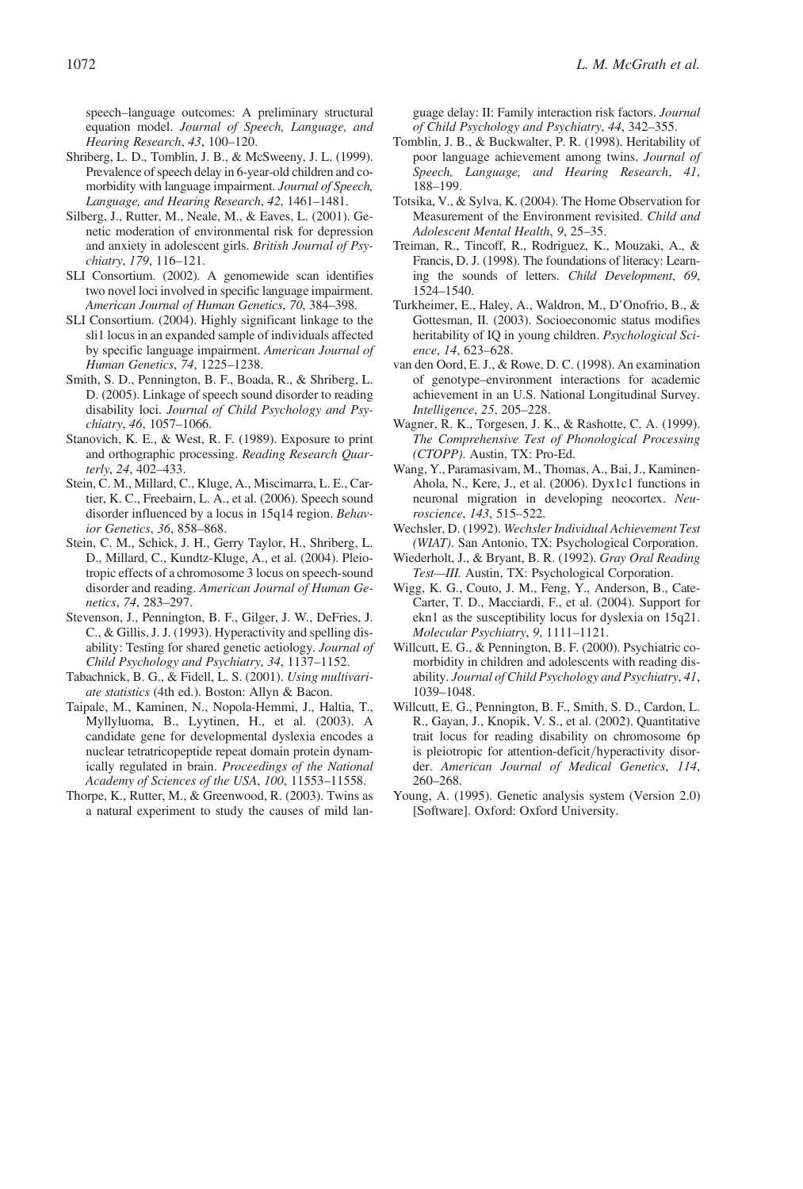speech–language outcomes: A preliminary structural equation model. *Journal of Speech, Language, and Hearing Research*, *43*, 100–120.

Shriberg, L. D., Tomblin, J. B., & McSweeny, J. L. (1999). Prevalence of speech delay in 6-year-old children and comorbidity with language impairment. *Journal of Speech, Language, and Hearing Research*, *42*, 1461–1481.

Silberg, J., Rutter, M., Neale, M., & Eaves, L. (2001). Genetic moderation of environmental risk for depression and anxiety in adolescent girls. *British Journal of Psychiatry*, *179*, 116–121.

SLI Consortium. (2002). A genomewide scan identifies two novel loci involved in specific language impairment. *American Journal of Human Genetics*, *70*, 384–398.

SLI Consortium. (2004). Highly significant linkage to the sli1 locus in an expanded sample of individuals affected by specific language impairment. *American Journal of Human Genetics*, *74*, 1225–1238.

Smith, S. D., Pennington, B. F., Boada, R., & Shriberg, L. D. (2005). Linkage of speech sound disorder to reading disability loci. *Journal of Child Psychology and Psychiatry*, *46*, 1057–1066.

Stanovich, K. E., & West, R. F. (1989). Exposure to print and orthographic processing. *Reading Research Quarterly*, *24*, 402–433.

Stein, C. M., Millard, C., Kluge, A., Miscimarra, L. E., Cartier, K. C., Freebairn, L. A., et al. (2006). Speech sound disorder influenced by a locus in 15q14 region. *Behavior Genetics*, *36*, 858–868.

Stein, C. M., Schick, J. H., Gerry Taylor, H., Shriberg, L. D., Millard, C., Kundtz-Kluge, A., et al. (2004). Pleiotropic effects of a chromosome 3 locus on speech-sound disorder and reading. *American Journal of Human Genetics*, *74*, 283–297.

Stevenson, J., Pennington, B. F., Gilger, J. W., DeFries, J. C., & Gillis, J. J. (1993). Hyperactivity and spelling disability: Testing for shared genetic aetiology. *Journal of Child Psychology and Psychiatry*, *34*, 1137–1152.

Tabachnick, B. G., & Fidell, L. S. (2001). *Using multivariate statistics* (4th ed.). Boston: Allyn & Bacon.

Taipale, M., Kaminen, N., Nopola-Hemmi, J., Haltia, T., Myllyluoma, B., Lyytinen, H., et al. (2003). A candidate gene for developmental dyslexia encodes a nuclear tetratricopeptide repeat domain protein dynamically regulated in brain. *Proceedings of the National Academy of Sciences of the USA*, *100*, 11553–11558.

Thorpe, K., Rutter, M., & Greenwood, R. (2003). Twins as a natural experiment to study the causes of mild language delay: II: Family interaction risk factors. *Journal of Child Psychology and Psychiatry*, *44*, 342–355.

Tomblin, J. B., & Buckwalter, P. R. (1998). Heritability of poor language achievement among twins. *Journal of Speech, Language, and Hearing Research*, *41*, 188–199.

Totsika, V., & Sylva, K. (2004). The Home Observation for Measurement of the Environment revisited. *Child and Adolescent Mental Health*, *9*, 25–35.

Treiman, R., Tincoff, R., Rodriguez, K., Mouzaki, A., & Francis, D. J. (1998). The foundations of literacy: Learning the sounds of letters. *Child Development*, *69*, 1524–1540.

Turkheimer, E., Haley, A., Waldron, M., D'Onofrio, B., & Gottesman, II. (2003). Socioeconomic status modifies heritability of IQ in young children. *Psychological Science*, *14*, 623–628.

van den Oord, E. J., & Rowe, D. C. (1998). An examination of genotype–environment interactions for academic achievement in an U.S. National Longitudinal Survey. *Intelligence*, *25*, 205–228.

Wagner, R. K., Torgesen, J. K., & Rashotte, C. A. (1999). *The Comprehensive Test of Phonological Processing (CTOPP)*. Austin, TX: Pro-Ed.

Wang, Y., Paramasivam, M., Thomas, A., Bai, J., Kaminen-Ahola, N., Kere, J., et al. (2006). Dyx1c1 functions in neuronal migration in developing neocortex. *Neuroscience*, *143*, 515–522.

Wechsler, D. (1992). *Wechsler Individual Achievement Test (WIAT)*. San Antonio, TX: Psychological Corporation.

Wiederholt, J., & Bryant, B. R. (1992). *Gray Oral Reading Test—III*. Austin, TX: Psychological Corporation.

Wigg, K. G., Couto, J. M., Feng, Y., Anderson, B., Cate-Carter, T. D., Macciardi, F., et al. (2004). Support for ekn1 as the susceptibility locus for dyslexia on 15q21. *Molecular Psychiatry*, *9*, 1111–1121.

Willcutt, E. G., & Pennington, B. F. (2000). Psychiatric comorbidity in children and adolescents with reading disability. *Journal of Child Psychology and Psychiatry*, *41*, 1039–1048.

Willcutt, E. G., Pennington, B. F., Smith, S. D., Cardon, L. R., Gayan, J., Knopik, V. S., et al. (2002). Quantitative trait locus for reading disability on chromosome 6p is pleiotropic for attention-deficit/hyperactivity disorder. *American Journal of Medical Genetics*, *114*, 260–268.

Young, A. (1995). Genetic analysis system (Version 2.0) [Software]. Oxford: Oxford University.